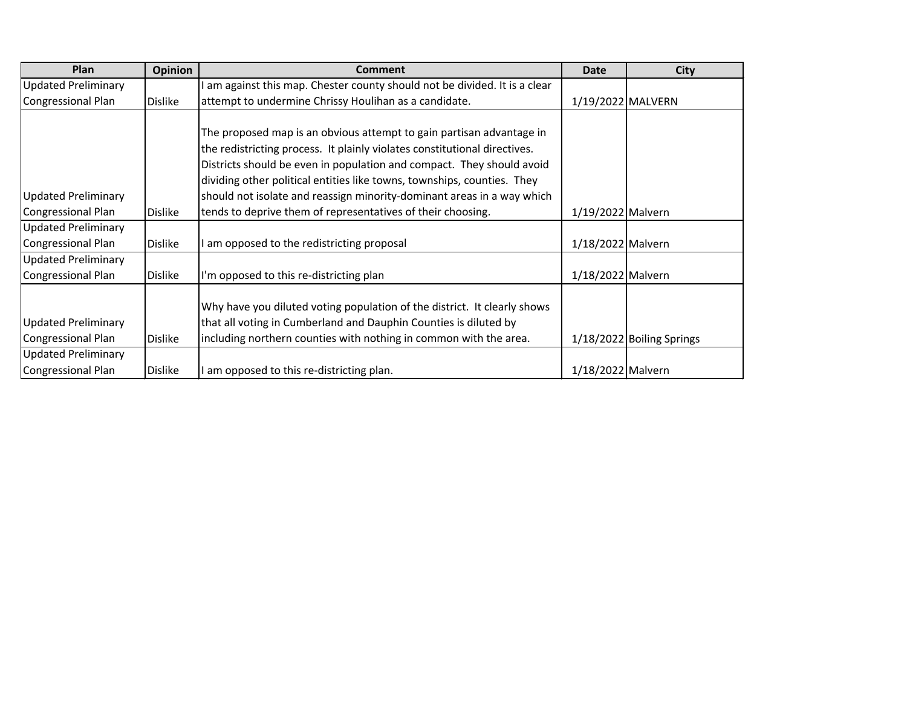| Plan | Opinion | Comment | Date | City |
| --- | --- | --- | --- | --- |
| Updated Preliminary Congressional Plan | Dislike | I am against this map. Chester county should not be divided. It is a clear attempt to undermine Chrissy Houlihan as a candidate. | 1/19/2022 | MALVERN |
| Updated Preliminary Congressional Plan | Dislike | The proposed map is an obvious attempt to gain partisan advantage in the redistricting process. It plainly violates constitutional directives. Districts should be even in population and compact. They should avoid dividing other political entities like towns, townships, counties. They should not isolate and reassign minority-dominant areas in a way which tends to deprive them of representatives of their choosing. | 1/19/2022 | Malvern |
| Updated Preliminary Congressional Plan | Dislike | I am opposed to the redistricting proposal | 1/18/2022 | Malvern |
| Updated Preliminary Congressional Plan | Dislike | I'm opposed to this re-districting plan | 1/18/2022 | Malvern |
| Updated Preliminary Congressional Plan | Dislike | Why have you diluted voting population of the district. It clearly shows that all voting in Cumberland and Dauphin Counties is diluted by including northern counties with nothing in common with the area. | 1/18/2022 | Boiling Springs |
| Updated Preliminary Congressional Plan | Dislike | I am opposed to this re-districting plan. | 1/18/2022 | Malvern |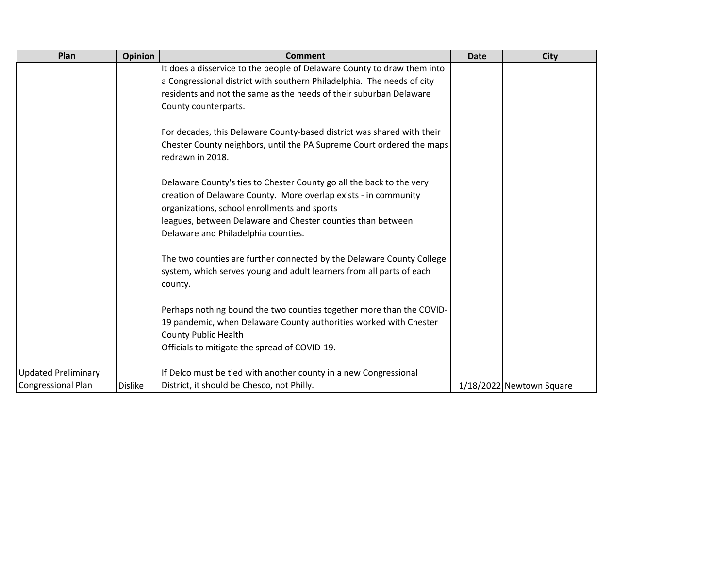| Plan | Opinion | Comment | Date | City |
|---|---|---|---|---|
| Updated Preliminary Congressional Plan | Dislike | It does a disservice to the people of Delaware County to draw them into a Congressional district with southern Philadelphia. The needs of city residents and not the same as the needs of their suburban Delaware County counterparts.<br><br>For decades, this Delaware County-based district was shared with their Chester County neighbors, until the PA Supreme Court ordered the maps redrawn in 2018.<br><br>Delaware County's ties to Chester County go all the back to the very creation of Delaware County. More overlap exists - in community organizations, school enrollments and sports leagues, between Delaware and Chester counties than between Delaware and Philadelphia counties.<br><br>The two counties are further connected by the Delaware County College system, which serves young and adult learners from all parts of each county.<br><br>Perhaps nothing bound the two counties together more than the COVID-19 pandemic, when Delaware County authorities worked with Chester County Public Health Officials to mitigate the spread of COVID-19.<br><br>If Delco must be tied with another county in a new Congressional District, it should be Chesco, not Philly. | 1/18/2022 | Newtown Square |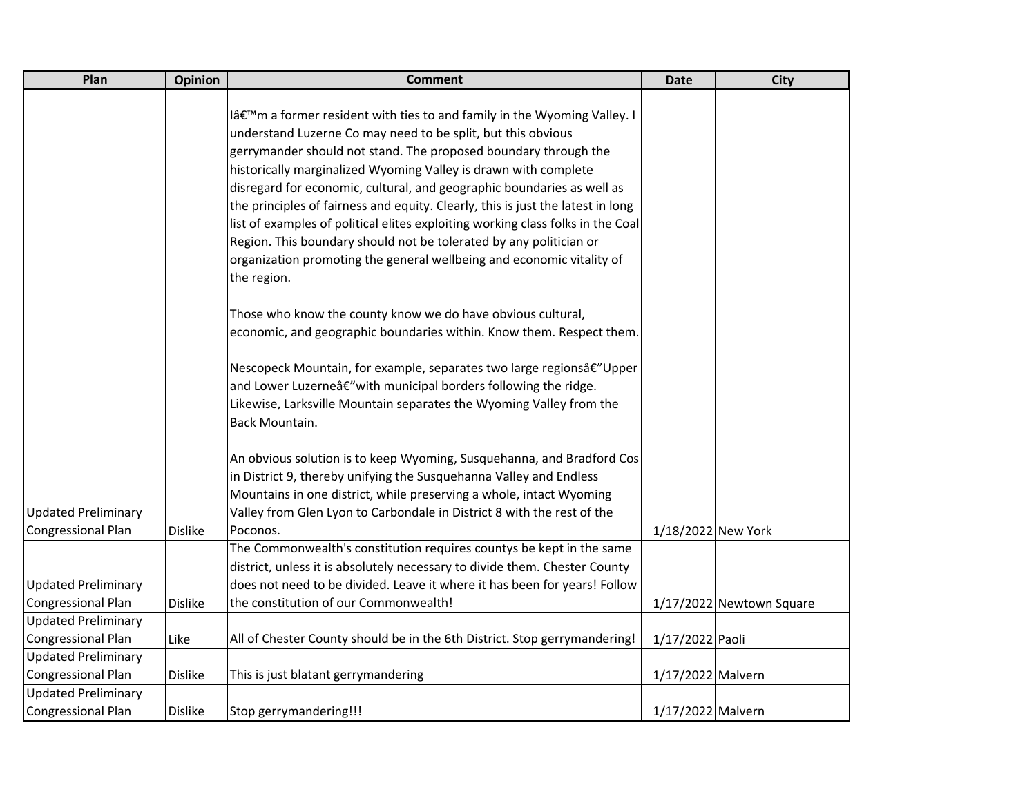| Plan | Opinion | Comment | Date | City |
|---|---|---|---|---|
| Updated Preliminary Congressional Plan | Dislike | Iâ€™m a former resident with ties to and family in the Wyoming Valley. I understand Luzerne Co may need to be split, but this obvious gerrymander should not stand. The proposed boundary through the historically marginalized Wyoming Valley is drawn with complete disregard for economic, cultural, and geographic boundaries as well as the principles of fairness and equity. Clearly, this is just the latest in long list of examples of political elites exploiting working class folks in the Coal Region. This boundary should not be tolerated by any politician or organization promoting the general wellbeing and economic vitality of the region.<br><br>Those who know the county know we do have obvious cultural, economic, and geographic boundaries within. Know them. Respect them.<br><br>Nescopeck Mountain, for example, separates two large regionsâ€"Upper and Lower Luzerneâ€"with municipal borders following the ridge. Likewise, Larksville Mountain separates the Wyoming Valley from the Back Mountain.<br><br>An obvious solution is to keep Wyoming, Susquehanna, and Bradford Cos in District 9, thereby unifying the Susquehanna Valley and Endless Mountains in one district, while preserving a whole, intact Wyoming Valley from Glen Lyon to Carbondale in District 8 with the rest of the Poconos. | 1/18/2022 | New York |
| Updated Preliminary Congressional Plan | Dislike | The Commonwealth's constitution requires countys be kept in the same district, unless it is absolutely necessary to divide them. Chester County does not need to be divided. Leave it where it has been for years! Follow the constitution of our Commonwealth! | 1/17/2022 | Newtown Square |
| Updated Preliminary Congressional Plan | Like | All of Chester County should be in the 6th District. Stop gerrymandering! | 1/17/2022 | Paoli |
| Updated Preliminary Congressional Plan | Dislike | This is just blatant gerrymandering | 1/17/2022 | Malvern |
| Updated Preliminary Congressional Plan | Dislike | Stop gerrymandering!!! | 1/17/2022 | Malvern |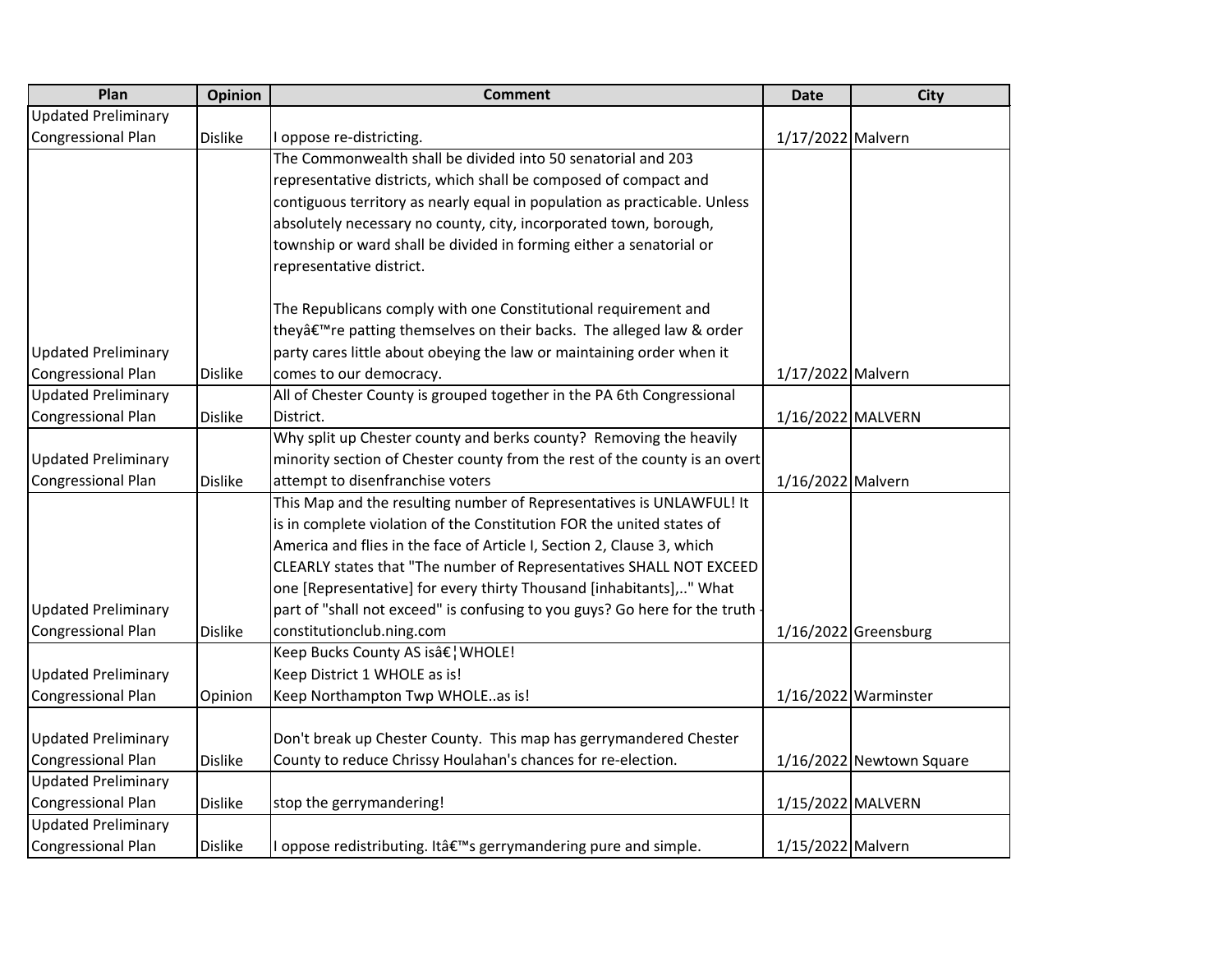| Plan | Opinion | Comment | Date | City |
|---|---|---|---|---|
| Updated Preliminary Congressional Plan | Dislike | I oppose re-districting. | 1/17/2022 | Malvern |
| Updated Preliminary Congressional Plan | Dislike | The Commonwealth shall be divided into 50 senatorial and 203 representative districts, which shall be composed of compact and contiguous territory as nearly equal in population as practicable. Unless absolutely necessary no county, city, incorporated town, borough, township or ward shall be divided in forming either a senatorial or representative district.<br><br>The Republicans comply with one Constitutional requirement and theyâ€™re patting themselves on their backs. The alleged law & order party cares little about obeying the law or maintaining order when it comes to our democracy. | 1/17/2022 | Malvern |
| Updated Preliminary Congressional Plan | Dislike | All of Chester County is grouped together in the PA 6th Congressional District. | 1/16/2022 | MALVERN |
| Updated Preliminary Congressional Plan | Dislike | Why split up Chester county and berks county? Removing the heavily minority section of Chester county from the rest of the county is an overt attempt to disenfranchise voters | 1/16/2022 | Malvern |
| Updated Preliminary Congressional Plan | Dislike | This Map and the resulting number of Representatives is UNLAWFUL! It is in complete violation of the Constitution FOR the united states of America and flies in the face of Article I, Section 2, Clause 3, which CLEARLY states that "The number of Representatives SHALL NOT EXCEED one [Representative] for every thirty Thousand [inhabitants],.." What part of "shall not exceed" is confusing to you guys? Go here for the truth - constitutionclub.ning.com | 1/16/2022 | Greensburg |
| Updated Preliminary Congressional Plan | Opinion | Keep Bucks County AS isâ€¦WHOLE!<br>Keep District 1 WHOLE as is!<br>Keep Northampton Twp WHOLE..as is! | 1/16/2022 | Warminster |
| Updated Preliminary Congressional Plan | Dislike | Don't break up Chester County. This map has gerrymandered Chester County to reduce Chrissy Houlahan's chances for re-election. | 1/16/2022 | Newtown Square |
| Updated Preliminary Congressional Plan | Dislike | stop the gerrymandering! | 1/15/2022 | MALVERN |
| Updated Preliminary Congressional Plan | Dislike | I oppose redistributing. Itâ€™s gerrymandering pure and simple. | 1/15/2022 | Malvern |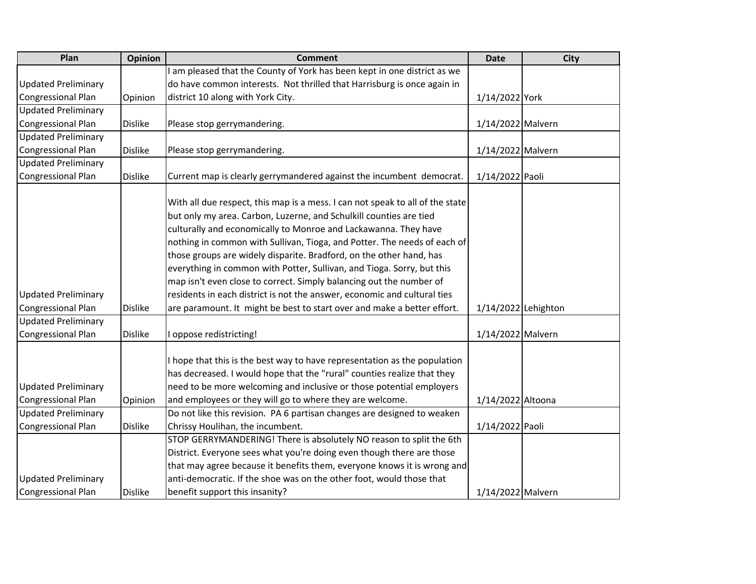| Plan | Opinion | Comment | Date | City |
| --- | --- | --- | --- | --- |
| Updated Preliminary Congressional Plan | Opinion | I am pleased that the County of York has been kept in one district as we do have common interests.  Not thrilled that Harrisburg is once again in district 10 along with York City. | 1/14/2022 | York |
| Updated Preliminary Congressional Plan | Dislike | Please stop gerrymandering. | 1/14/2022 | Malvern |
| Updated Preliminary Congressional Plan | Dislike | Please stop gerrymandering. | 1/14/2022 | Malvern |
| Updated Preliminary Congressional Plan | Dislike | Current map is clearly gerrymandered against the incumbent  democrat. | 1/14/2022 | Paoli |
| Updated Preliminary Congressional Plan | Dislike | With all due respect, this map is a mess. I can not speak to all of the state but only my area. Carbon, Luzerne, and Schulkill counties are tied culturally and economically to Monroe and Lackawanna. They have nothing in common with Sullivan, Tioga, and Potter. The needs of each of those groups are widely disparite. Bradford, on the other hand, has everything in common with Potter, Sullivan, and Tioga. Sorry, but this map isn't even close to correct. Simply balancing out the number of residents in each district is not the answer, economic and cultural ties are paramount. It  might be best to start over and make a better effort. | 1/14/2022 | Lehighton |
| Updated Preliminary Congressional Plan | Dislike | I oppose redistricting! | 1/14/2022 | Malvern |
| Updated Preliminary Congressional Plan | Opinion | I hope that this is the best way to have representation as the population has decreased. I would hope that the "rural" counties realize that they need to be more welcoming and inclusive or those potential employers and employees or they will go to where they are welcome. | 1/14/2022 | Altoona |
| Updated Preliminary Congressional Plan | Dislike | Do not like this revision.  PA 6 partisan changes are designed to weaken Chrissy Houlihan, the incumbent. | 1/14/2022 | Paoli |
| Updated Preliminary Congressional Plan | Dislike | STOP GERRYMANDERING! There is absolutely NO reason to split the 6th District. Everyone sees what you're doing even though there are those that may agree because it benefits them, everyone knows it is wrong and anti-democratic. If the shoe was on the other foot, would those that benefit support this insanity? | 1/14/2022 | Malvern |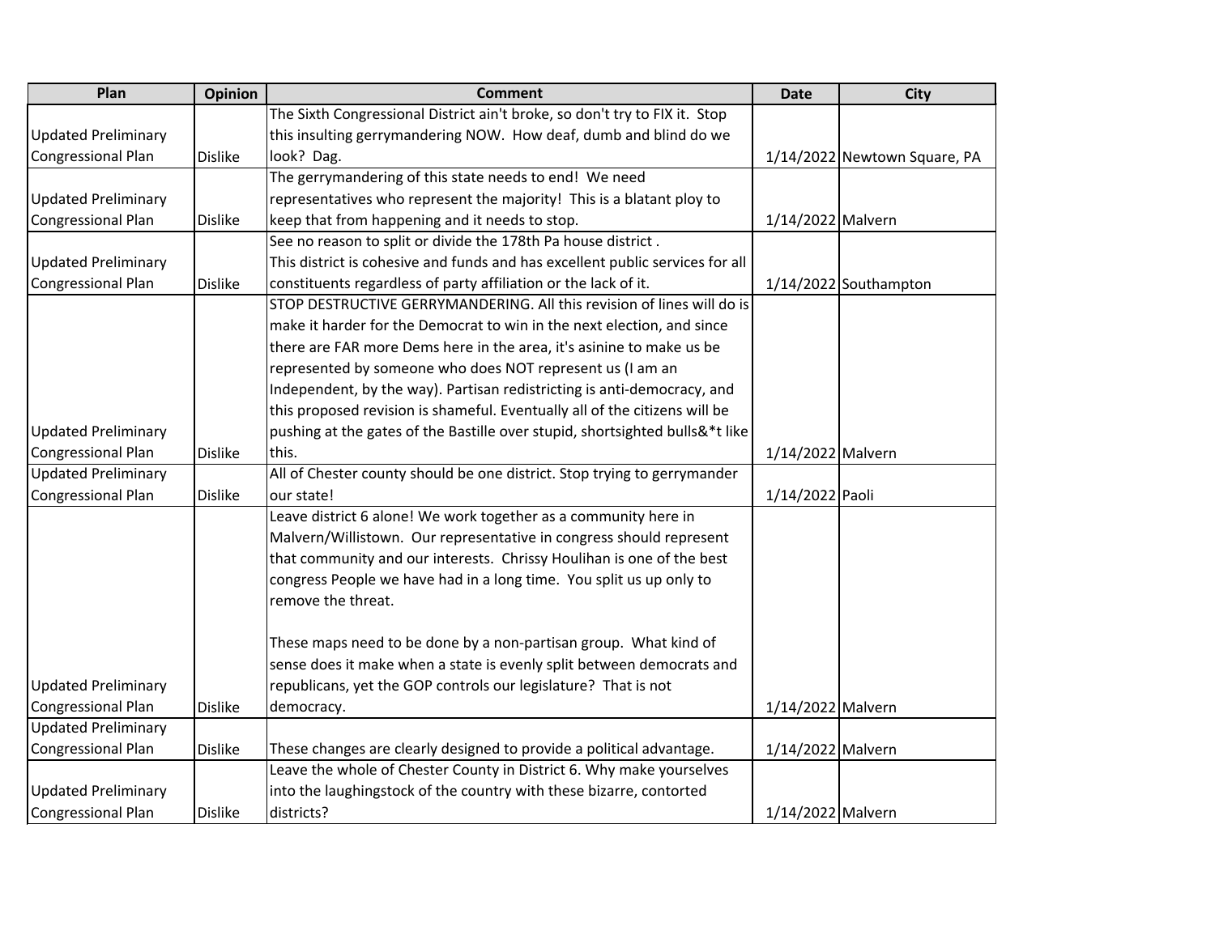| Plan | Opinion | Comment | Date | City |
|---|---|---|---|---|
| Updated Preliminary Congressional Plan | Dislike | The Sixth Congressional District ain't broke, so don't try to FIX it. Stop this insulting gerrymandering NOW. How deaf, dumb and blind do we look? Dag. | 1/14/2022 | Newtown Square, PA |
| Updated Preliminary Congressional Plan | Dislike | The gerrymandering of this state needs to end! We need representatives who represent the majority! This is a blatant ploy to keep that from happening and it needs to stop. | 1/14/2022 | Malvern |
| Updated Preliminary Congressional Plan | Dislike | See no reason to split or divide the 178th Pa house district . This district is cohesive and funds and has excellent public services for all constituents regardless of party affiliation or the lack of it. | 1/14/2022 | Southampton |
| Updated Preliminary Congressional Plan | Dislike | STOP DESTRUCTIVE GERRYMANDERING. All this revision of lines will do is make it harder for the Democrat to win in the next election, and since there are FAR more Dems here in the area, it's asinine to make us be represented by someone who does NOT represent us (I am an Independent, by the way). Partisan redistricting is anti-democracy, and this proposed revision is shameful. Eventually all of the citizens will be pushing at the gates of the Bastille over stupid, shortsighted bulls&*t like this. | 1/14/2022 | Malvern |
| Updated Preliminary Congressional Plan | Dislike | All of Chester county should be one district. Stop trying to gerrymander our state! | 1/14/2022 | Paoli |
| Updated Preliminary Congressional Plan | Dislike | Leave district 6 alone! We work together as a community here in Malvern/Willistown. Our representative in congress should represent that community and our interests. Chrissy Houlihan is one of the best congress People we have had in a long time. You split us up only to remove the threat.<br><br>These maps need to be done by a non-partisan group. What kind of sense does it make when a state is evenly split between democrats and republicans, yet the GOP controls our legislature? That is not democracy. | 1/14/2022 | Malvern |
| Updated Preliminary Congressional Plan | Dislike | These changes are clearly designed to provide a political advantage. | 1/14/2022 | Malvern |
| Updated Preliminary Congressional Plan | Dislike | Leave the whole of Chester County in District 6. Why make yourselves into the laughingstock of the country with these bizarre, contorted districts? | 1/14/2022 | Malvern |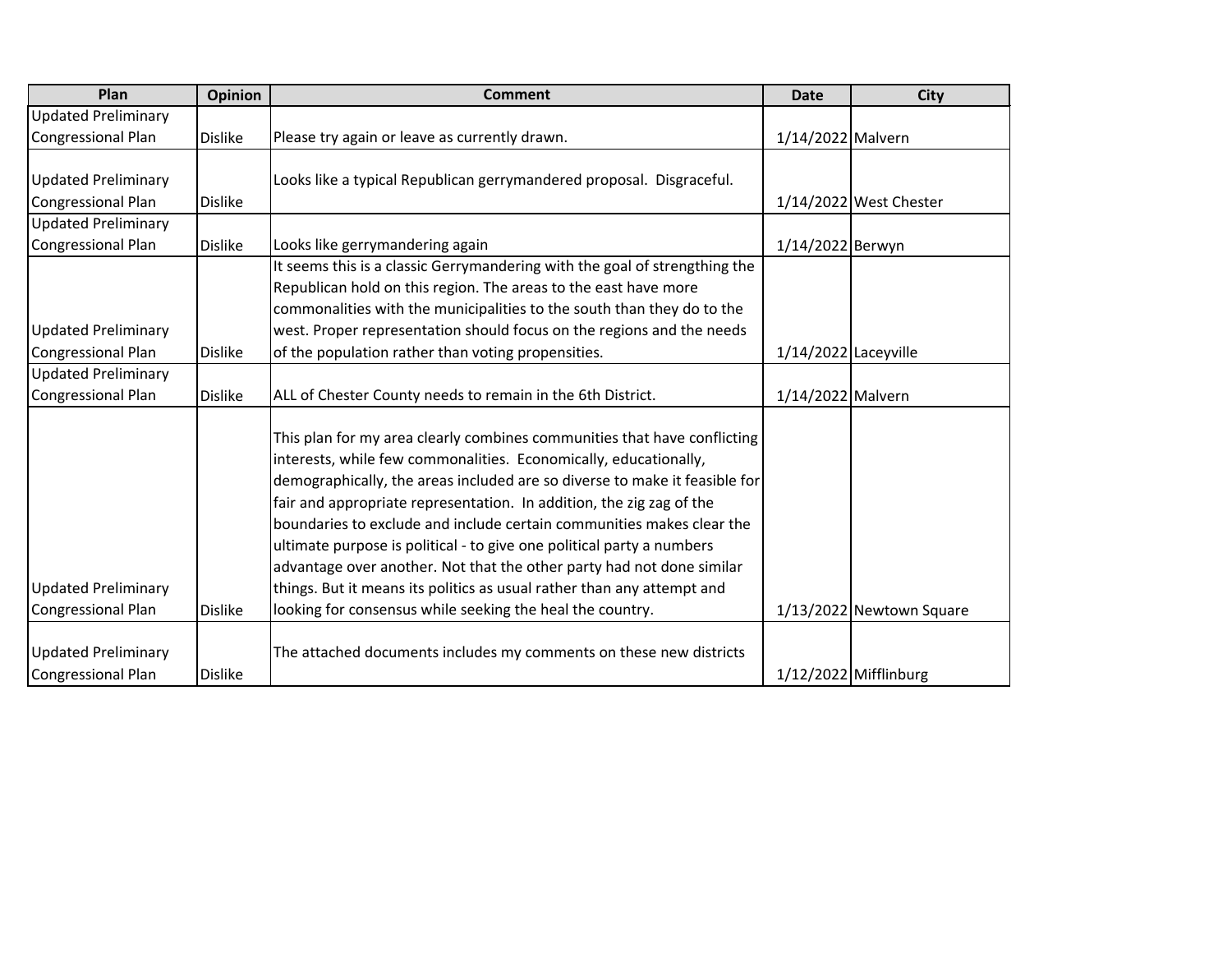| Plan | Opinion | Comment | Date | City |
| --- | --- | --- | --- | --- |
| Updated Preliminary Congressional Plan | Dislike | Please try again or leave as currently drawn. | 1/14/2022 | Malvern |
| Updated Preliminary Congressional Plan | Dislike | Looks like a typical Republican gerrymandered proposal.  Disgraceful. | 1/14/2022 | West Chester |
| Updated Preliminary Congressional Plan | Dislike | Looks like gerrymandering again | 1/14/2022 | Berwyn |
| Updated Preliminary Congressional Plan | Dislike | It seems this is a classic Gerrymandering with the goal of strengthing the Republican hold on this region. The areas to the east have more commonalities with the municipalities to the south than they do to the west. Proper representation should focus on the regions and the needs of the population rather than voting propensities. | 1/14/2022 | Laceyville |
| Updated Preliminary Congressional Plan | Dislike | ALL of Chester County needs to remain in the 6th District. | 1/14/2022 | Malvern |
| Updated Preliminary Congressional Plan | Dislike | This plan for my area clearly combines communities that have conflicting interests, while few commonalities.  Economically, educationally, demographically, the areas included are so diverse to make it feasible for fair and appropriate representation.  In addition, the zig zag of the boundaries to exclude and include certain communities makes clear the ultimate purpose is political - to give one political party a numbers advantage over another. Not that the other party had not done similar things. But it means its politics as usual rather than any attempt and looking for consensus while seeking the heal the country. | 1/13/2022 | Newtown Square |
| Updated Preliminary Congressional Plan | Dislike | The attached documents includes my comments on these new districts | 1/12/2022 | Mifflinburg |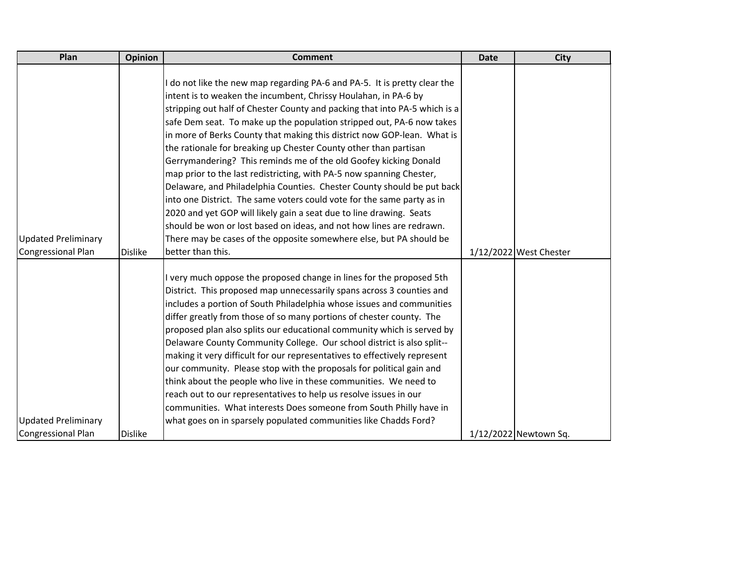| Plan | Opinion | Comment | Date | City |
|---|---|---|---|---|
| Updated Preliminary Congressional Plan | Dislike | I do not like the new map regarding PA-6 and PA-5. It is pretty clear the intent is to weaken the incumbent, Chrissy Houlahan, in PA-6 by stripping out half of Chester County and packing that into PA-5 which is a safe Dem seat. To make up the population stripped out, PA-6 now takes in more of Berks County that making this district now GOP-lean. What is the rationale for breaking up Chester County other than partisan Gerrymandering? This reminds me of the old Goofey kicking Donald map prior to the last redistricting, with PA-5 now spanning Chester, Delaware, and Philadelphia Counties. Chester County should be put back into one District. The same voters could vote for the same party as in 2020 and yet GOP will likely gain a seat due to line drawing. Seats should be won or lost based on ideas, and not how lines are redrawn. There may be cases of the opposite somewhere else, but PA should be better than this. | 1/12/2022 | West Chester |
| Updated Preliminary Congressional Plan | Dislike | I very much oppose the proposed change in lines for the proposed 5th District. This proposed map unnecessarily spans across 3 counties and includes a portion of South Philadelphia whose issues and communities differ greatly from those of so many portions of chester county. The proposed plan also splits our educational community which is served by Delaware County Community College. Our school district is also split--making it very difficult for our representatives to effectively represent our community. Please stop with the proposals for political gain and think about the people who live in these communities. We need to reach out to our representatives to help us resolve issues in our communities. What interests Does someone from South Philly have in what goes on in sparsely populated communities like Chadds Ford? | 1/12/2022 | Newtown Sq. |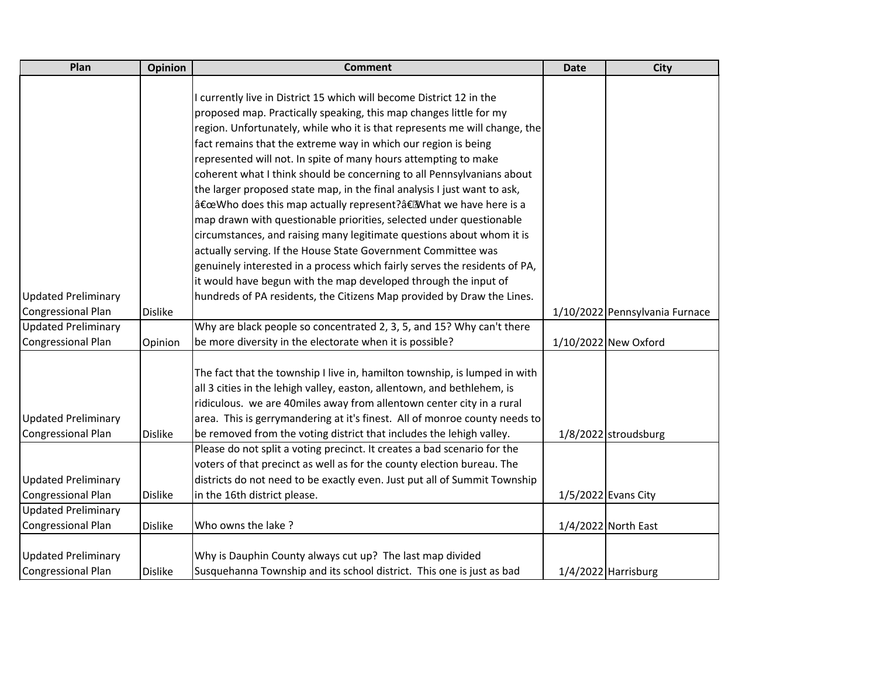| Plan | Opinion | Comment | Date | City |
|---|---|---|---|---|
| Updated Preliminary Congressional Plan | Dislike | I currently live in District 15 which will become District 12 in the proposed map. Practically speaking, this map changes little for my region. Unfortunately, while who it is that represents me will change, the fact remains that the extreme way in which our region is being represented will not. In spite of many hours attempting to make coherent what I think should be concerning to all Pennsylvanians about the larger proposed state map, in the final analysis I just want to ask, â€œWho does this map actually represent?â€What we have here is a map drawn with questionable priorities, selected under questionable circumstances, and raising many legitimate questions about whom it is actually serving. If the House State Government Committee was genuinely interested in a process which fairly serves the residents of PA, it would have begun with the map developed through the input of hundreds of PA residents, the Citizens Map provided by Draw the Lines. | 1/10/2022 | Pennsylvania Furnace |
| Updated Preliminary Congressional Plan | Opinion | Why are black people so concentrated 2, 3, 5, and 15? Why can't there be more diversity in the electorate when it is possible? | 1/10/2022 | New Oxford |
| Updated Preliminary Congressional Plan | Dislike | The fact that the township I live in, hamilton township, is lumped in with all 3 cities in the lehigh valley, easton, allentown, and bethlehem, is ridiculous. we are 40miles away from allentown center city in a rural area. This is gerrymandering at it's finest. All of monroe county needs to be removed from the voting district that includes the lehigh valley. | 1/8/2022 | stroudsburg |
| Updated Preliminary Congressional Plan | Dislike | Please do not split a voting precinct. It creates a bad scenario for the voters of that precinct as well as for the county election bureau. The districts do not need to be exactly even. Just put all of Summit Township in the 16th district please. | 1/5/2022 | Evans City |
| Updated Preliminary Congressional Plan | Dislike | Who owns the lake ? | 1/4/2022 | North East |
| Updated Preliminary Congressional Plan | Dislike | Why is Dauphin County always cut up? The last map divided Susquehanna Township and its school district. This one is just as bad | 1/4/2022 | Harrisburg |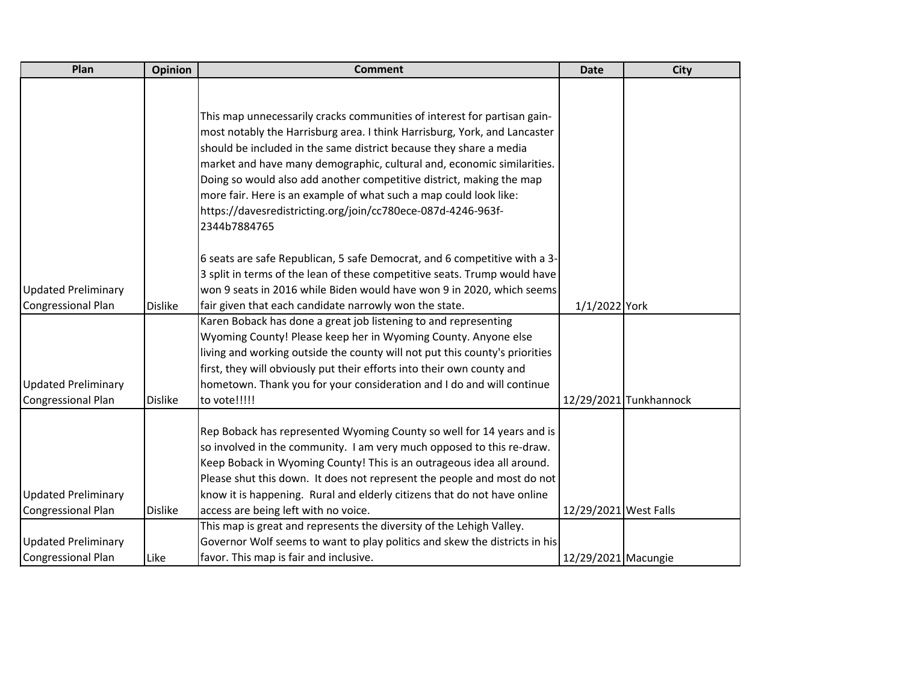| Plan | Opinion | Comment | Date | City |
|---|---|---|---|---|
| Updated Preliminary Congressional Plan | Dislike | This map unnecessarily cracks communities of interest for partisan gain- most notably the Harrisburg area. I think Harrisburg, York, and Lancaster should be included in the same district because they share a media market and have many demographic, cultural and, economic similarities. Doing so would also add another competitive district, making the map more fair. Here is an example of what such a map could look like: https://davesredistricting.org/join/cc780ece-087d-4246-963f-2344b7884765<br><br>6 seats are safe Republican, 5 safe Democrat, and 6 competitive with a 3-3 split in terms of the lean of these competitive seats. Trump would have won 9 seats in 2016 while Biden would have won 9 in 2020, which seems fair given that each candidate narrowly won the state. | 1/1/2022 | York |
| Updated Preliminary Congressional Plan | Dislike | Karen Boback has done a great job listening to and representing Wyoming County! Please keep her in Wyoming County. Anyone else living and working outside the county will not put this county's priorities first, they will obviously put their efforts into their own county and hometown. Thank you for your consideration and I do and will continue to vote!!!!! | 12/29/2021 | Tunkhannock |
| Updated Preliminary Congressional Plan | Dislike | Rep Boback has represented Wyoming County so well for 14 years and is so involved in the community. I am very much opposed to this re-draw. Keep Boback in Wyoming County! This is an outrageous idea all around. Please shut this down. It does not represent the people and most do not know it is happening. Rural and elderly citizens that do not have online access are being left with no voice. | 12/29/2021 | West Falls |
| Updated Preliminary Congressional Plan | Like | This map is great and represents the diversity of the Lehigh Valley. Governor Wolf seems to want to play politics and skew the districts in his favor. This map is fair and inclusive. | 12/29/2021 | Macungie |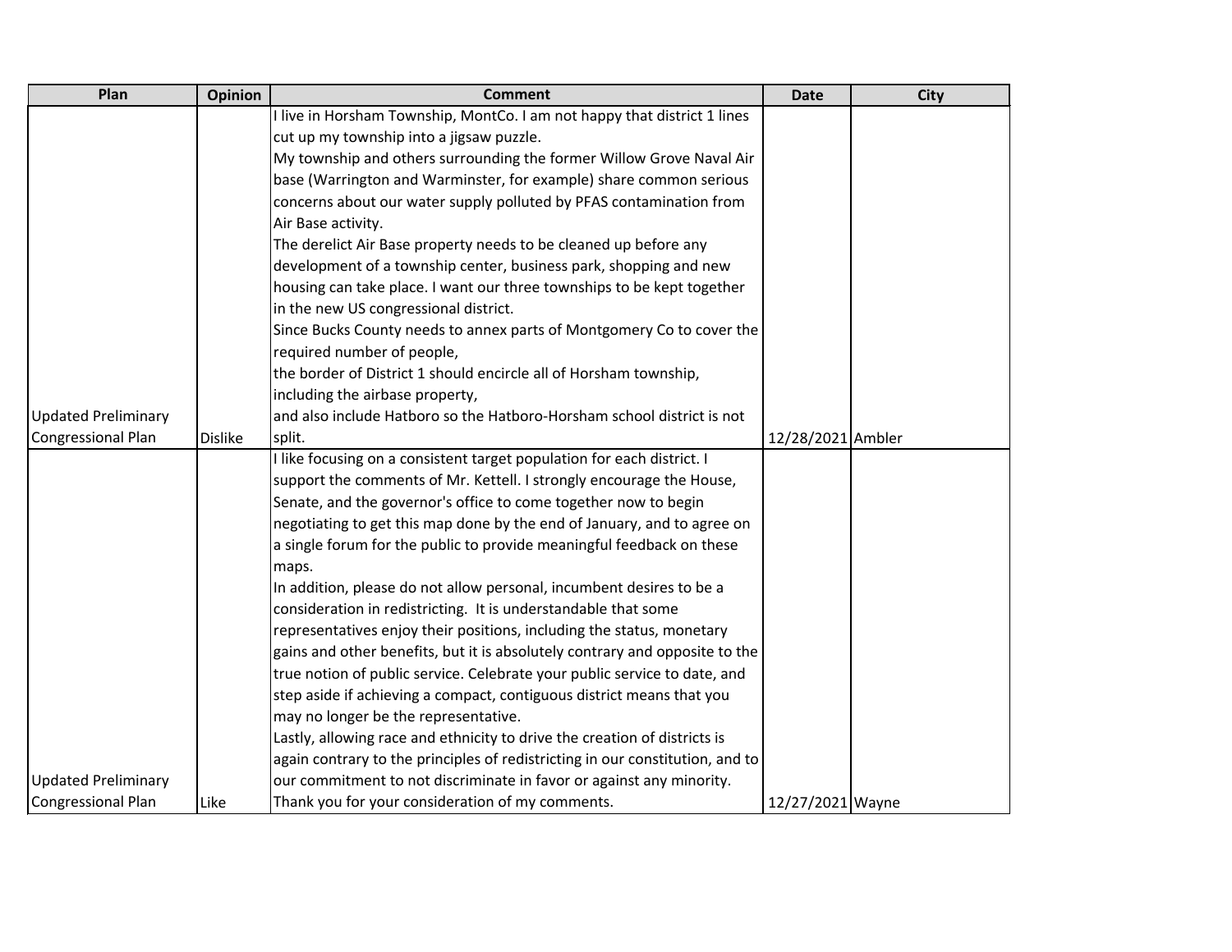| Plan | Opinion | Comment | Date | City |
|---|---|---|---|---|
| Updated Preliminary Congressional Plan | Dislike | I live in Horsham Township, MontCo. I am not happy that district 1 lines cut up my township into a jigsaw puzzle.<br>My township and others surrounding the former Willow Grove Naval Air base (Warrington and Warminster, for example) share common serious concerns about our water supply polluted by PFAS contamination from Air Base activity.<br>The derelict Air Base property needs to be cleaned up before any development of a township center, business park, shopping and new housing can take place. I want our three townships to be kept together in the new US congressional district.<br>Since Bucks County needs to annex parts of Montgomery Co to cover the required number of people,<br>the border of District 1 should encircle all of Horsham township, including the airbase property,<br>and also include Hatboro so the Hatboro-Horsham school district is not split. | 12/28/2021 | Ambler |
| Updated Preliminary Congressional Plan | Like | I like focusing on a consistent target population for each district. I support the comments of Mr. Kettell. I strongly encourage the House, Senate, and the governor's office to come together now to begin negotiating to get this map done by the end of January, and to agree on a single forum for the public to provide meaningful feedback on these maps.<br>In addition, please do not allow personal, incumbent desires to be a consideration in redistricting. It is understandable that some representatives enjoy their positions, including the status, monetary gains and other benefits, but it is absolutely contrary and opposite to the true notion of public service. Celebrate your public service to date, and step aside if achieving a compact, contiguous district means that you may no longer be the representative.<br>Lastly, allowing race and ethnicity to drive the creation of districts is again contrary to the principles of redistricting in our constitution, and to our commitment to not discriminate in favor or against any minority.<br>Thank you for your consideration of my comments. | 12/27/2021 | Wayne |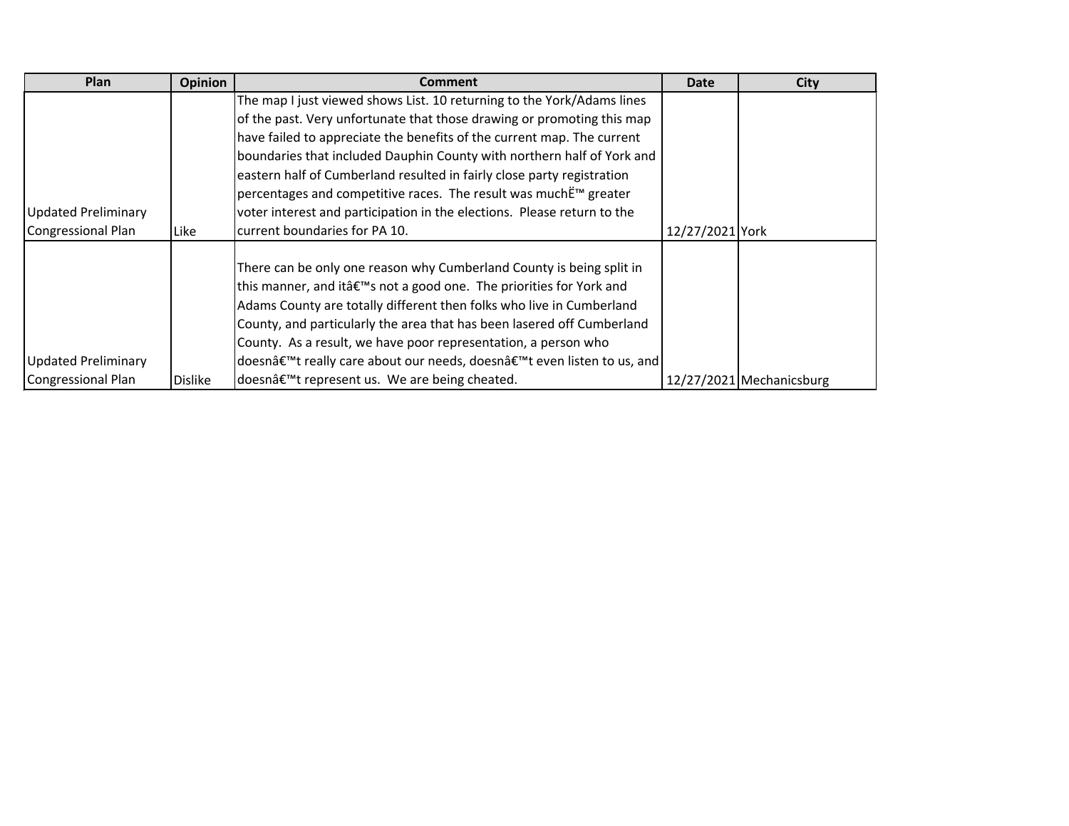| Plan | Opinion | Comment | Date | City |
| --- | --- | --- | --- | --- |
| Updated Preliminary Congressional Plan | Like | The map I just viewed shows List. 10 returning to the York/Adams lines of the past. Very unfortunate that those drawing or promoting this map have failed to appreciate the benefits of the current map. The current boundaries that included Dauphin County with northern half of York and eastern half of Cumberland resulted in fairly close party registration percentages and competitive races. The result was muchË™ greater voter interest and participation in the elections. Please return to the current boundaries for PA 10. | 12/27/2021 | York |
| Updated Preliminary Congressional Plan | Dislike | There can be only one reason why Cumberland County is being split in this manner, and itâ€™s not a good one. The priorities for York and Adams County are totally different then folks who live in Cumberland County, and particularly the area that has been lasered off Cumberland County. As a result, we have poor representation, a person who doesnâ€™t really care about our needs, doesnâ€™t even listen to us, and doesnâ€™t represent us. We are being cheated. | 12/27/2021 | Mechanicsburg |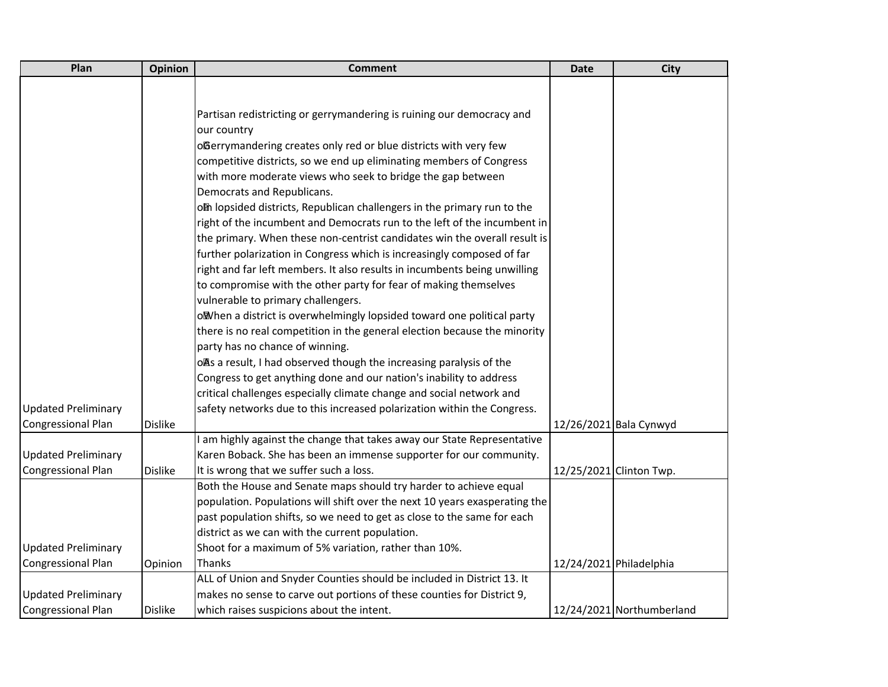| Plan | Opinion | Comment | Date | City |
|---|---|---|---|---|
| Updated Preliminary Congressional Plan | Dislike | Partisan redistricting or gerrymandering is ruining our democracy and our country<br>oGerrymandering creates only red or blue districts with very few competitive districts, so we end up eliminating members of Congress with more moderate views who seek to bridge the gap between Democrats and Republicans.<br>oIn lopsided districts, Republican challengers in the primary run to the right of the incumbent and Democrats run to the left of the incumbent in the primary. When these non-centrist candidates win the overall result is further polarization in Congress which is increasingly composed of far right and far left members. It also results in incumbents being unwilling to compromise with the other party for fear of making themselves vulnerable to primary challengers.<br>oWhen a district is overwhelmingly lopsided toward one political party there is no real competition in the general election because the minority party has no chance of winning.<br>oAs a result, I had observed though the increasing paralysis of the Congress to get anything done and our nation's inability to address critical challenges especially climate change and social network and safety networks due to this increased polarization within the Congress. | 12/26/2021 | Bala Cynwyd |
| Updated Preliminary Congressional Plan | Dislike | I am highly against the change that takes away our State Representative Karen Boback. She has been an immense supporter for our community. It is wrong that we suffer such a loss. | 12/25/2021 | Clinton Twp. |
| Updated Preliminary Congressional Plan | Opinion | Both the House and Senate maps should try harder to achieve equal population. Populations will shift over the next 10 years exasperating the past population shifts, so we need to get as close to the same for each district as we can with the current population.<br>Shoot for a maximum of 5% variation, rather than 10%.<br>Thanks | 12/24/2021 | Philadelphia |
| Updated Preliminary Congressional Plan | Dislike | ALL of Union and Snyder Counties should be included in District 13. It makes no sense to carve out portions of these counties for District 9, which raises suspicions about the intent. | 12/24/2021 | Northumberland |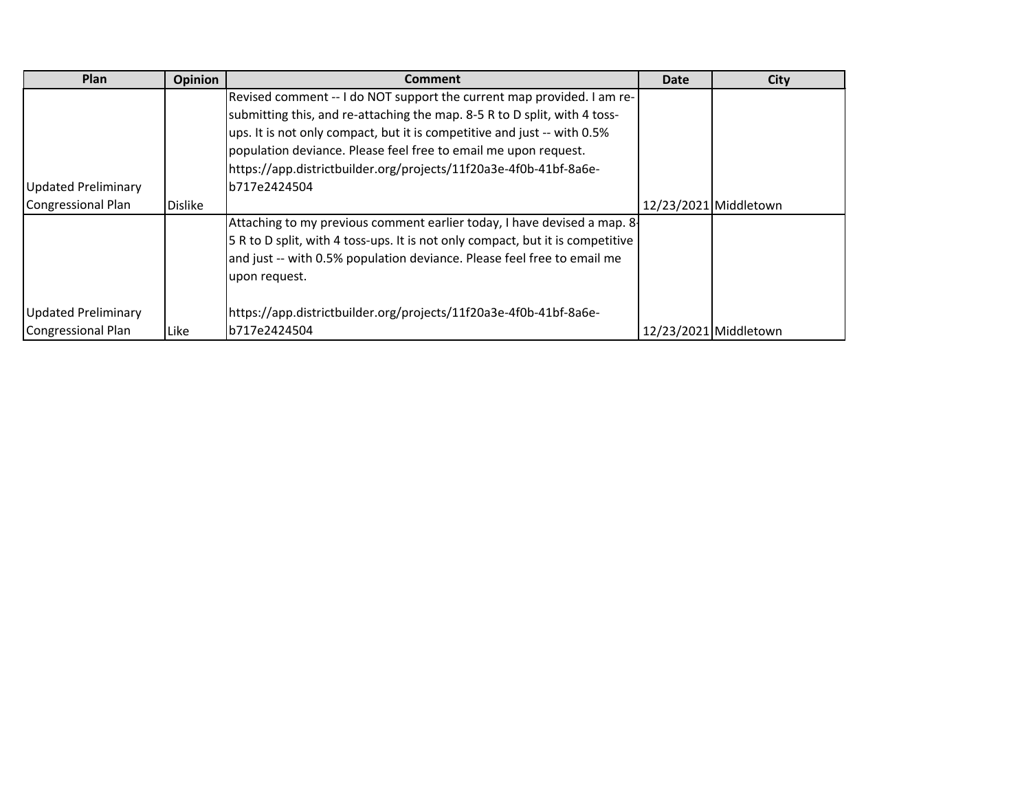| Plan | Opinion | Comment | Date | City |
| --- | --- | --- | --- | --- |
| Updated Preliminary Congressional Plan | Dislike | Revised comment -- I do NOT support the current map provided. I am re-submitting this, and re-attaching the map. 8-5 R to D split, with 4 toss-ups. It is not only compact, but it is competitive and just -- with 0.5% population deviance. Please feel free to email me upon request. https://app.districtbuilder.org/projects/11f20a3e-4f0b-41bf-8a6e-b717e2424504 | 12/23/2021 | Middletown |
| Updated Preliminary Congressional Plan | Like | Attaching to my previous comment earlier today, I have devised a map. 8-5 R to D split, with 4 toss-ups. It is not only compact, but it is competitive and just -- with 0.5% population deviance. Please feel free to email me upon request.<br><br>https://app.districtbuilder.org/projects/11f20a3e-4f0b-41bf-8a6e-b717e2424504 | 12/23/2021 | Middletown |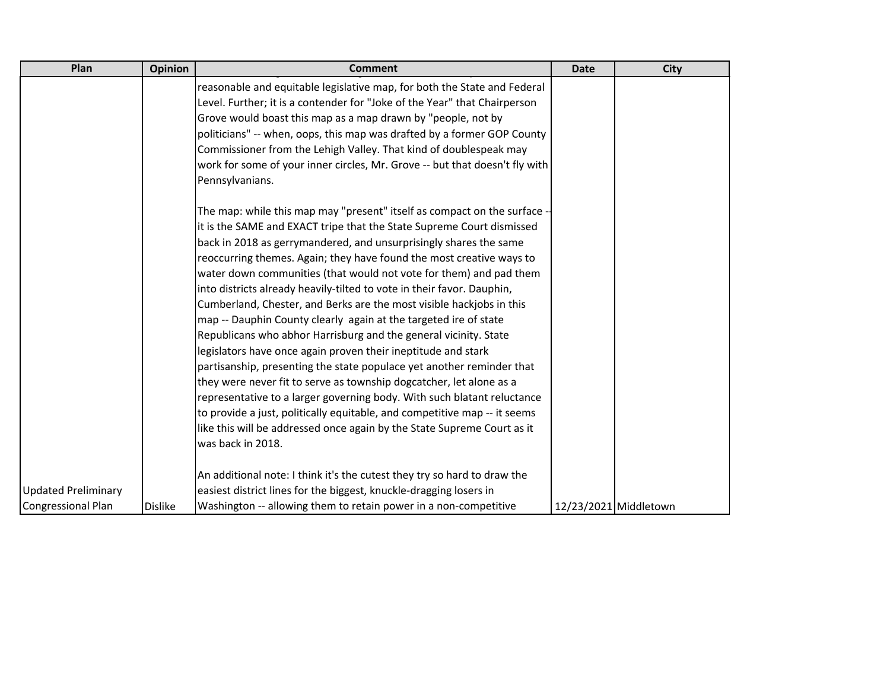| Plan | Opinion | Comment | Date | City |
|---|---|---|---|---|
| Updated Preliminary Congressional Plan | Dislike | reasonable and equitable legislative map, for both the State and Federal Level. Further; it is a contender for "Joke of the Year" that Chairperson Grove would boast this map as a map drawn by "people, not by politicians" -- when, oops, this map was drafted by a former GOP County Commissioner from the Lehigh Valley. That kind of doublespeak may work for some of your inner circles, Mr. Grove -- but that doesn't fly with Pennsylvanians.<br><br>The map: while this map may "present" itself as compact on the surface -- it is the SAME and EXACT tripe that the State Supreme Court dismissed back in 2018 as gerrymandered, and unsurprisingly shares the same reoccurring themes. Again; they have found the most creative ways to water down communities (that would not vote for them) and pad them into districts already heavily-tilted to vote in their favor. Dauphin, Cumberland, Chester, and Berks are the most visible hackjobs in this map -- Dauphin County clearly again at the targeted ire of state Republicans who abhor Harrisburg and the general vicinity. State legislators have once again proven their ineptitude and stark partisanship, presenting the state populace yet another reminder that they were never fit to serve as township dogcatcher, let alone as a representative to a larger governing body. With such blatant reluctance to provide a just, politically equitable, and competitive map -- it seems like this will be addressed once again by the State Supreme Court as it was back in 2018.<br><br>An additional note: I think it's the cutest they try so hard to draw the easiest district lines for the biggest, knuckle-dragging losers in Washington -- allowing them to retain power in a non-competitive | 12/23/2021 | Middletown |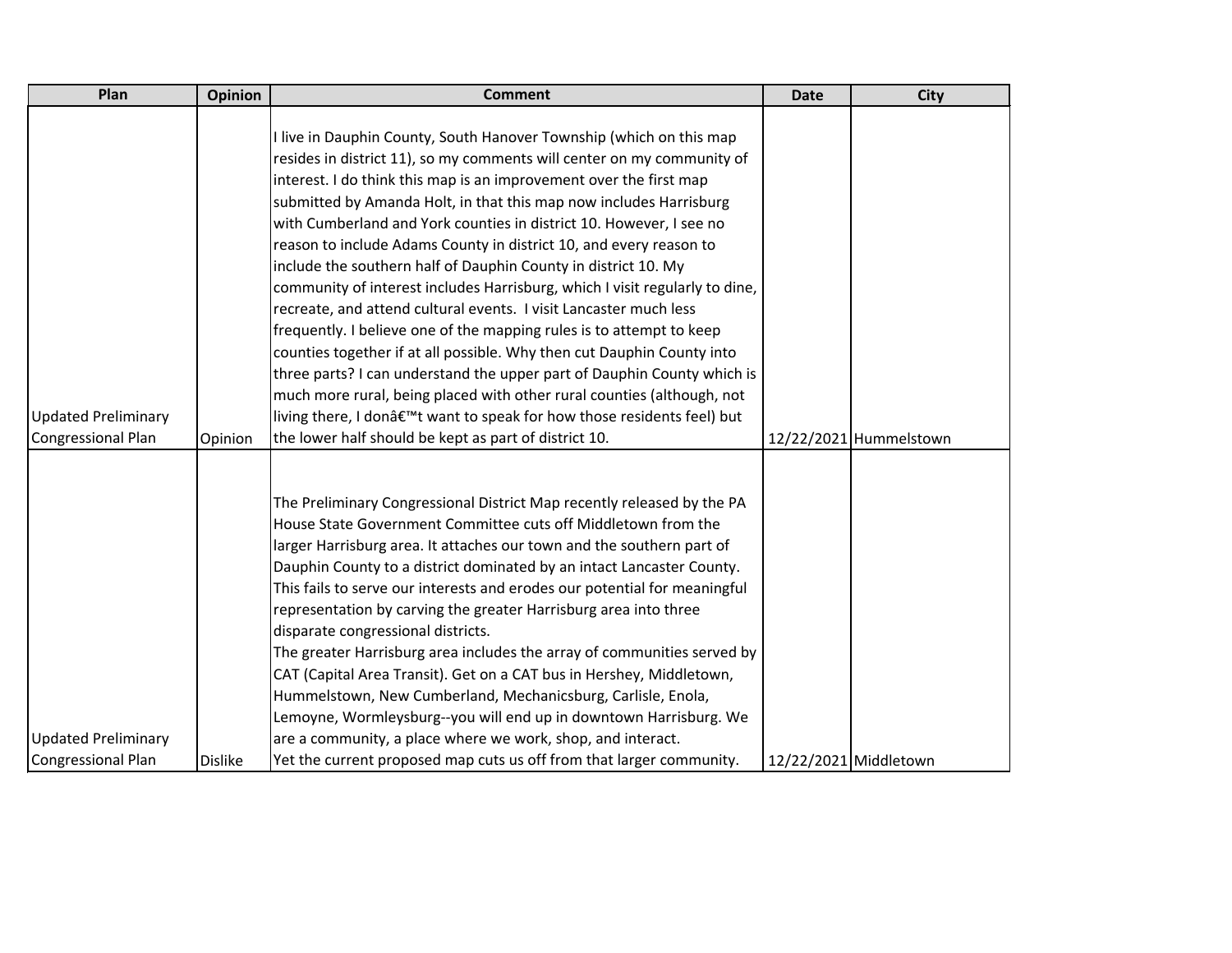| Plan | Opinion | Comment | Date | City |
| --- | --- | --- | --- | --- |
| Updated Preliminary Congressional Plan | Opinion | I live in Dauphin County, South Hanover Township (which on this map resides in district 11), so my comments will center on my community of interest. I do think this map is an improvement over the first map submitted by Amanda Holt, in that this map now includes Harrisburg with Cumberland and York counties in district 10. However, I see no reason to include Adams County in district 10, and every reason to include the southern half of Dauphin County in district 10. My community of interest includes Harrisburg, which I visit regularly to dine, recreate, and attend cultural events. I visit Lancaster much less frequently. I believe one of the mapping rules is to attempt to keep counties together if at all possible. Why then cut Dauphin County into three parts? I can understand the upper part of Dauphin County which is much more rural, being placed with other rural counties (although, not living there, I donâ€™t want to speak for how those residents feel) but the lower half should be kept as part of district 10. | 12/22/2021 | Hummelstown |
| Updated Preliminary Congressional Plan | Dislike | The Preliminary Congressional District Map recently released by the PA House State Government Committee cuts off Middletown from the larger Harrisburg area. It attaches our town and the southern part of Dauphin County to a district dominated by an intact Lancaster County. This fails to serve our interests and erodes our potential for meaningful representation by carving the greater Harrisburg area into three disparate congressional districts.<br>The greater Harrisburg area includes the array of communities served by CAT (Capital Area Transit). Get on a CAT bus in Hershey, Middletown, Hummelstown, New Cumberland, Mechanicsburg, Carlisle, Enola, Lemoyne, Wormleysburg--you will end up in downtown Harrisburg. We are a community, a place where we work, shop, and interact.<br>Yet the current proposed map cuts us off from that larger community. | 12/22/2021 | Middletown |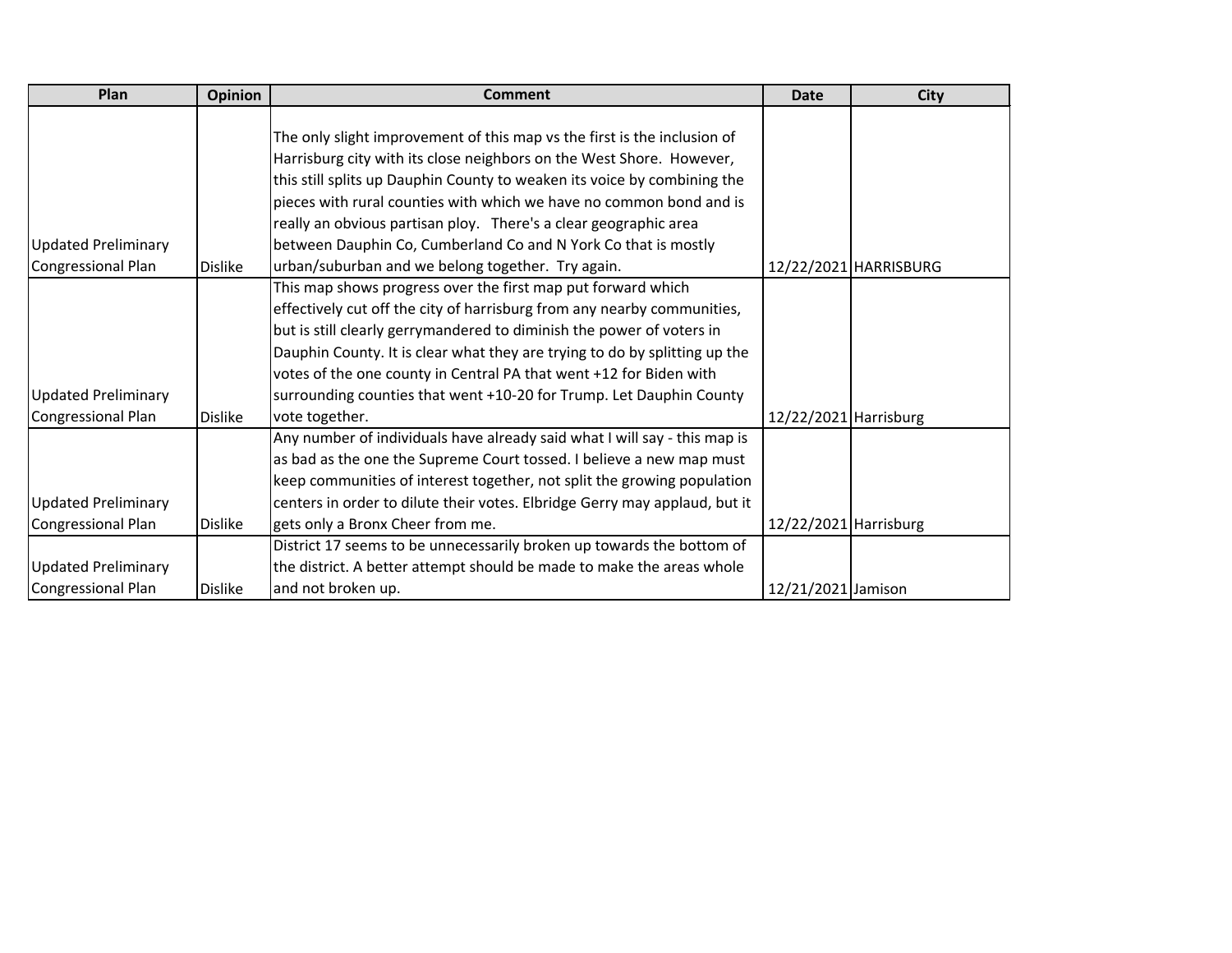| Plan | Opinion | Comment | Date | City |
| --- | --- | --- | --- | --- |
| Updated Preliminary Congressional Plan | Dislike | The only slight improvement of this map vs the first is the inclusion of Harrisburg city with its close neighbors on the West Shore. However, this still splits up Dauphin County to weaken its voice by combining the pieces with rural counties with which we have no common bond and is really an obvious partisan ploy. There's a clear geographic area between Dauphin Co, Cumberland Co and N York Co that is mostly urban/suburban and we belong together. Try again. | 12/22/2021 | HARRISBURG |
| Updated Preliminary Congressional Plan | Dislike | This map shows progress over the first map put forward which effectively cut off the city of harrisburg from any nearby communities, but is still clearly gerrymandered to diminish the power of voters in Dauphin County. It is clear what they are trying to do by splitting up the votes of the one county in Central PA that went +12 for Biden with surrounding counties that went +10-20 for Trump. Let Dauphin County vote together. | 12/22/2021 | Harrisburg |
| Updated Preliminary Congressional Plan | Dislike | Any number of individuals have already said what I will say - this map is as bad as the one the Supreme Court tossed. I believe a new map must keep communities of interest together, not split the growing population centers in order to dilute their votes. Elbridge Gerry may applaud, but it gets only a Bronx Cheer from me. | 12/22/2021 | Harrisburg |
| Updated Preliminary Congressional Plan | Dislike | District 17 seems to be unnecessarily broken up towards the bottom of the district. A better attempt should be made to make the areas whole and not broken up. | 12/21/2021 | Jamison |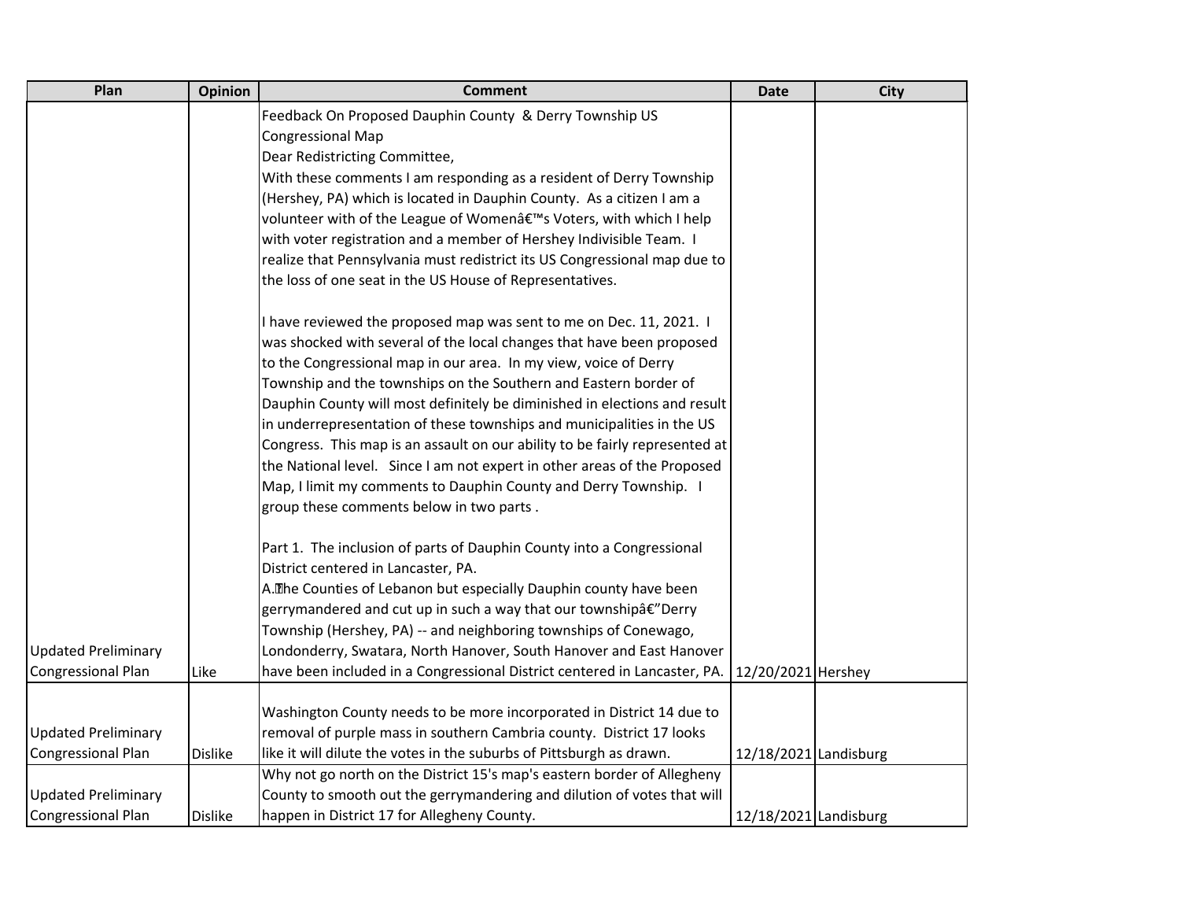| Plan | Opinion | Comment | Date | City |
|---|---|---|---|---|
| Updated Preliminary Congressional Plan | Like | Feedback On Proposed Dauphin County & Derry Township US Congressional Map<br>Dear Redistricting Committee,<br>With these comments I am responding as a resident of Derry Township (Hershey, PA) which is located in Dauphin County. As a citizen I am a volunteer with of the League of Womenâ€™s Voters, with which I help with voter registration and a member of Hershey Indivisible Team. I realize that Pennsylvania must redistrict its US Congressional map due to the loss of one seat in the US House of Representatives.<br><br>I have reviewed the proposed map was sent to me on Dec. 11, 2021. I was shocked with several of the local changes that have been proposed to the Congressional map in our area. In my view, voice of Derry Township and the townships on the Southern and Eastern border of Dauphin County will most definitely be diminished in elections and result in underrepresentation of these townships and municipalities in the US Congress. This map is an assault on our ability to be fairly represented at the National level. Since I am not expert in other areas of the Proposed Map, I limit my comments to Dauphin County and Derry Township. I group these comments below in two parts .<br><br>Part 1. The inclusion of parts of Dauphin County into a Congressional District centered in Lancaster, PA.<br>A.The Counties of Lebanon but especially Dauphin county have been gerrymandered and cut up in such a way that our townshipâ€"Derry Township (Hershey, PA) -- and neighboring townships of Conewago, Londonderry, Swatara, North Hanover, South Hanover and East Hanover have been included in a Congressional District centered in Lancaster, PA. | 12/20/2021 | Hershey |
| Updated Preliminary Congressional Plan | Dislike | Washington County needs to be more incorporated in District 14 due to removal of purple mass in southern Cambria county. District 17 looks like it will dilute the votes in the suburbs of Pittsburgh as drawn. | 12/18/2021 | Landisburg |
| Updated Preliminary Congressional Plan | Dislike | Why not go north on the District 15's map's eastern border of Allegheny County to smooth out the gerrymandering and dilution of votes that will happen in District 17 for Allegheny County. | 12/18/2021 | Landisburg |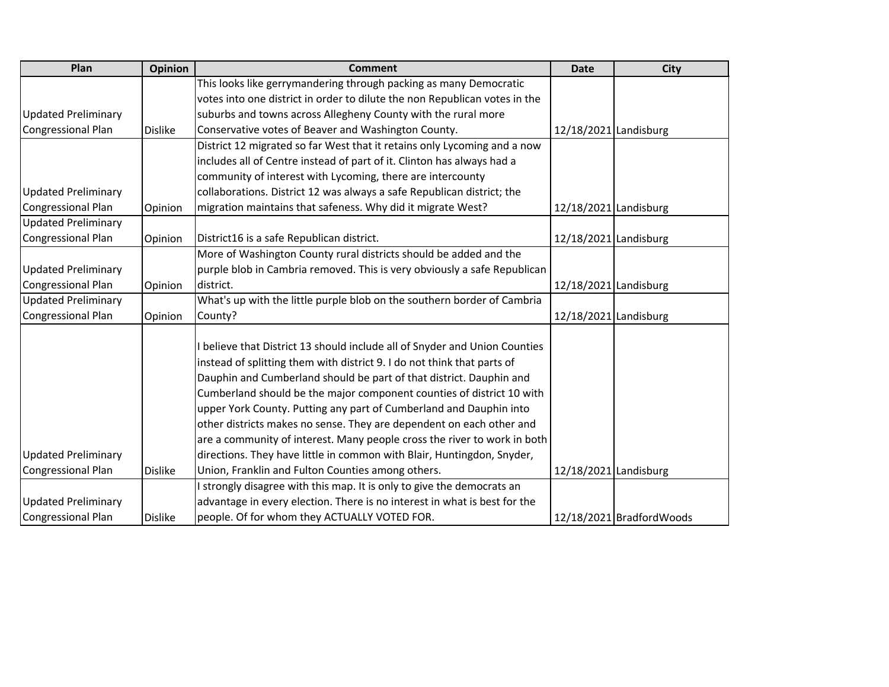| Plan | Opinion | Comment | Date | City |
| --- | --- | --- | --- | --- |
| Updated Preliminary Congressional Plan | Dislike | This looks like gerrymandering through packing as many Democratic votes into one district in order to dilute the non Republican votes in the suburbs and towns across Allegheny County with the rural more Conservative votes of Beaver and Washington County. | 12/18/2021 | Landisburg |
| Updated Preliminary Congressional Plan | Opinion | District 12 migrated so far West that it retains only Lycoming and a now includes all of Centre instead of part of it. Clinton has always had a community of interest with Lycoming, there are intercounty collaborations. District 12 was always a safe Republican district; the migration maintains that safeness. Why did it migrate West? | 12/18/2021 | Landisburg |
| Updated Preliminary Congressional Plan | Opinion | District16 is a safe Republican district. | 12/18/2021 | Landisburg |
| Updated Preliminary Congressional Plan | Opinion | More of Washington County rural districts should be added and the purple blob in Cambria removed. This is very obviously a safe Republican district. | 12/18/2021 | Landisburg |
| Updated Preliminary Congressional Plan | Opinion | What's up with the little purple blob on the southern border of Cambria County? | 12/18/2021 | Landisburg |
| Updated Preliminary Congressional Plan | Dislike | I believe that District 13 should include all of Snyder and Union Counties instead of splitting them with district 9. I do not think that parts of Dauphin and Cumberland should be part of that district. Dauphin and Cumberland should be the major component counties of district 10 with upper York County. Putting any part of Cumberland and Dauphin into other districts makes no sense. They are dependent on each other and are a community of interest. Many people cross the river to work in both directions. They have little in common with Blair, Huntingdon, Snyder, Union, Franklin and Fulton Counties among others. | 12/18/2021 | Landisburg |
| Updated Preliminary Congressional Plan | Dislike | I strongly disagree with this map. It is only to give the democrats an advantage in every election. There is no interest in what is best for the people. Of for whom they ACTUALLY VOTED FOR. | 12/18/2021 | BradfordWoods |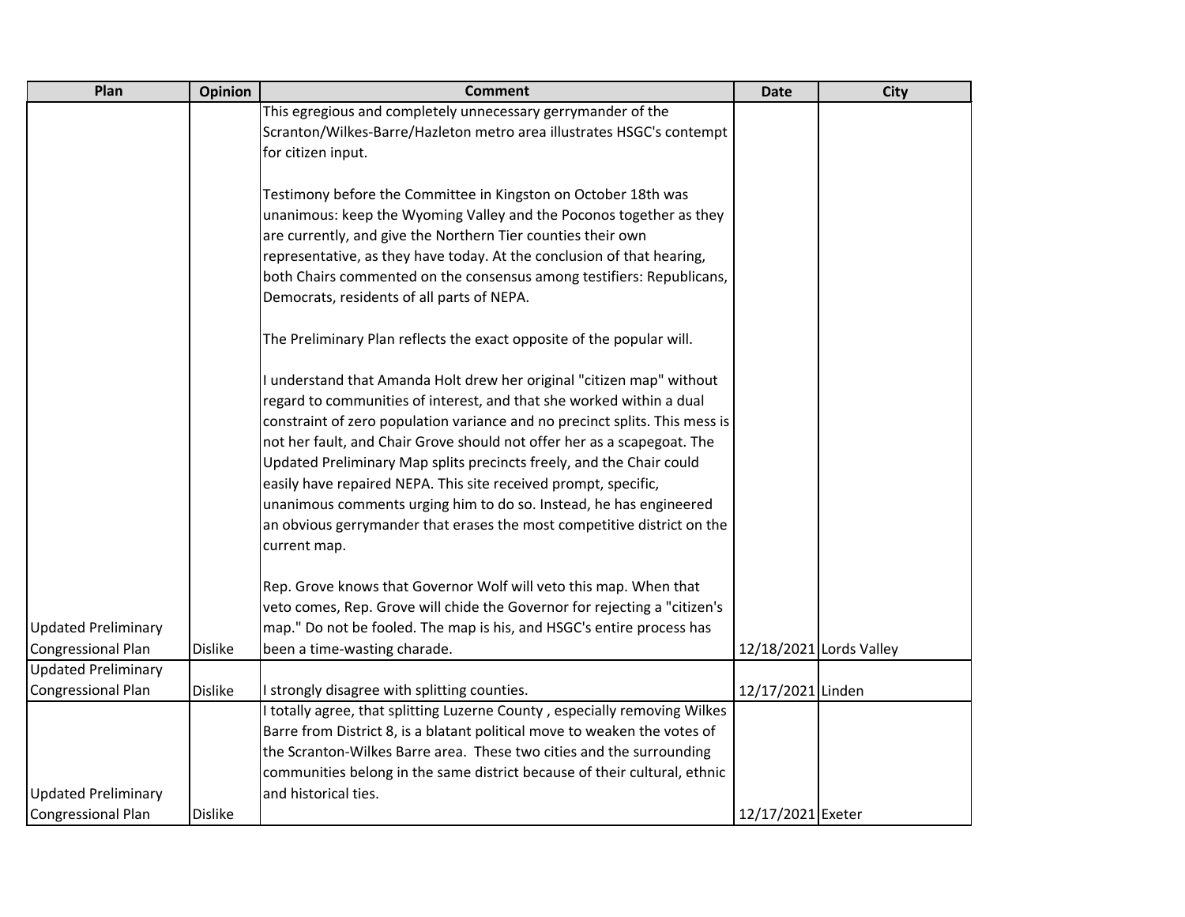| Plan | Opinion | Comment | Date | City |
|---|---|---|---|---|
| Updated Preliminary Congressional Plan | Dislike | This egregious and completely unnecessary gerrymander of the Scranton/Wilkes-Barre/Hazleton metro area illustrates HSGC's contempt for citizen input.<br><br>Testimony before the Committee in Kingston on October 18th was unanimous: keep the Wyoming Valley and the Poconos together as they are currently, and give the Northern Tier counties their own representative, as they have today. At the conclusion of that hearing, both Chairs commented on the consensus among testifiers: Republicans, Democrats, residents of all parts of NEPA.<br><br>The Preliminary Plan reflects the exact opposite of the popular will.<br><br>I understand that Amanda Holt drew her original "citizen map" without regard to communities of interest, and that she worked within a dual constraint of zero population variance and no precinct splits. This mess is not her fault, and Chair Grove should not offer her as a scapegoat. The Updated Preliminary Map splits precincts freely, and the Chair could easily have repaired NEPA. This site received prompt, specific, unanimous comments urging him to do so. Instead, he has engineered an obvious gerrymander that erases the most competitive district on the current map.<br><br>Rep. Grove knows that Governor Wolf will veto this map. When that veto comes, Rep. Grove will chide the Governor for rejecting a "citizen's map." Do not be fooled. The map is his, and HSGC's entire process has been a time-wasting charade. | 12/18/2021 | Lords Valley |
| Updated Preliminary Congressional Plan | Dislike | I strongly disagree with splitting counties. | 12/17/2021 | Linden |
| Updated Preliminary Congressional Plan | Dislike | I totally agree, that splitting Luzerne County , especially removing Wilkes Barre from District 8, is a blatant political move to weaken the votes of the Scranton-Wilkes Barre area. These two cities and the surrounding communities belong in the same district because of their cultural, ethnic and historical ties. | 12/17/2021 | Exeter |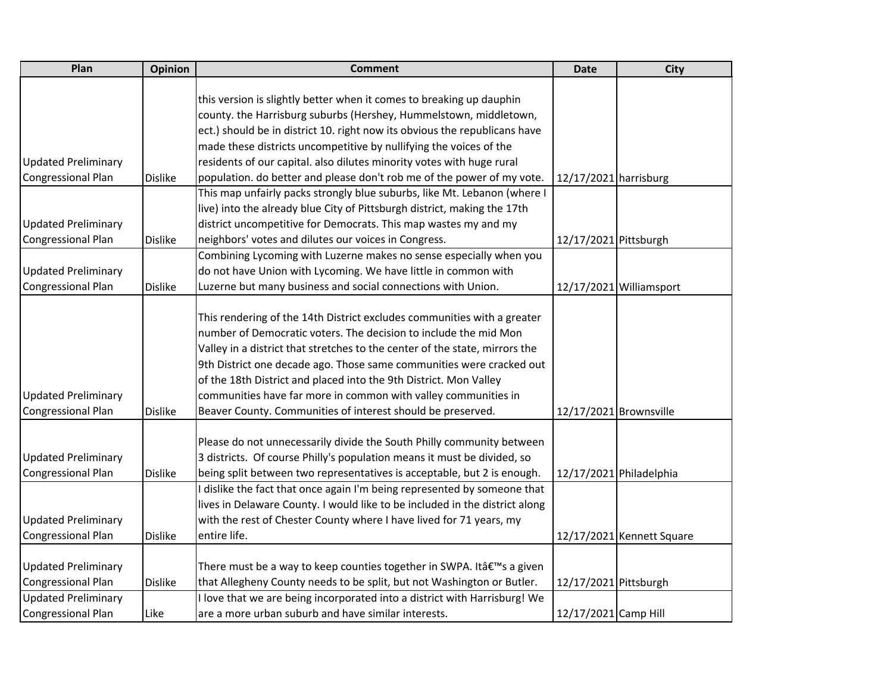| Plan | Opinion | Comment | Date | City |
| --- | --- | --- | --- | --- |
| Updated Preliminary Congressional Plan | Dislike | this version is slightly better when it comes to breaking up dauphin county. the Harrisburg suburbs (Hershey, Hummelstown, middletown, ect.) should be in district 10. right now its obvious the republicans have made these districts uncompetitive by nullifying the voices of the residents of our capital. also dilutes minority votes with huge rural population. do better and please don't rob me of the power of my vote. | 12/17/2021 | harrisburg |
| Updated Preliminary Congressional Plan | Dislike | This map unfairly packs strongly blue suburbs, like Mt. Lebanon (where I live) into the already blue City of Pittsburgh district, making the 17th district uncompetitive for Democrats. This map wastes my and my neighbors' votes and dilutes our voices in Congress. | 12/17/2021 | Pittsburgh |
| Updated Preliminary Congressional Plan | Dislike | Combining Lycoming with Luzerne makes no sense especially when you do not have Union with Lycoming. We have little in common with Luzerne but many business and social connections with Union. | 12/17/2021 | Williamsport |
| Updated Preliminary Congressional Plan | Dislike | This rendering of the 14th District excludes communities with a greater number of Democratic voters. The decision to include the mid Mon Valley in a district that stretches to the center of the state, mirrors the 9th District one decade ago. Those same communities were cracked out of the 18th District and placed into the 9th District. Mon Valley communities have far more in common with valley communities in Beaver County. Communities of interest should be preserved. | 12/17/2021 | Brownsville |
| Updated Preliminary Congressional Plan | Dislike | Please do not unnecessarily divide the South Philly community between 3 districts. Of course Philly's population means it must be divided, so being split between two representatives is acceptable, but 2 is enough. | 12/17/2021 | Philadelphia |
| Updated Preliminary Congressional Plan | Dislike | I dislike the fact that once again I'm being represented by someone that lives in Delaware County. I would like to be included in the district along with the rest of Chester County where I have lived for 71 years, my entire life. | 12/17/2021 | Kennett Square |
| Updated Preliminary Congressional Plan | Dislike | There must be a way to keep counties together in SWPA. Itâ€™s a given that Allegheny County needs to be split, but not Washington or Butler. | 12/17/2021 | Pittsburgh |
| Updated Preliminary Congressional Plan | Like | I love that we are being incorporated into a district with Harrisburg! We are a more urban suburb and have similar interests. | 12/17/2021 | Camp Hill |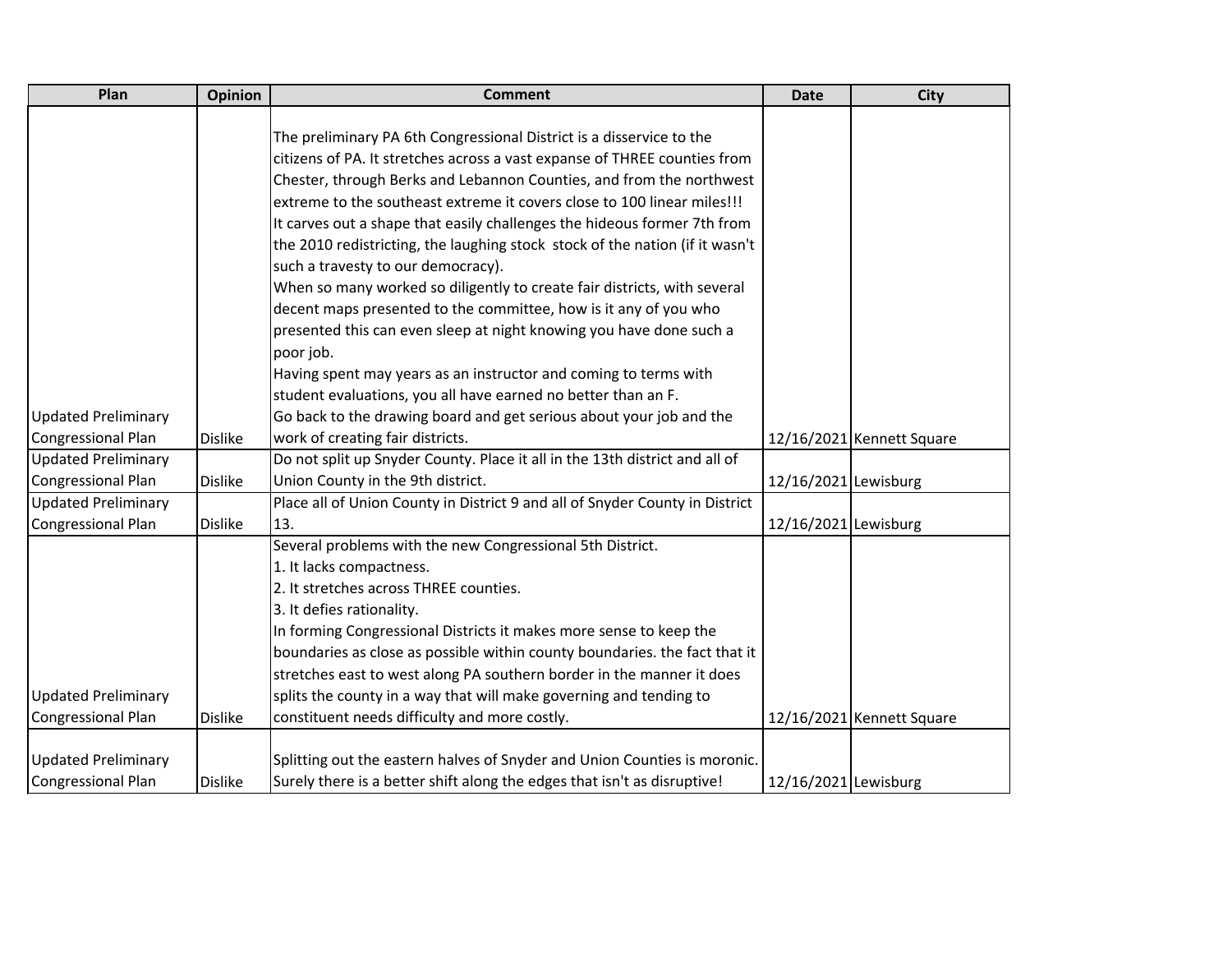| Plan | Opinion | Comment | Date | City |
|---|---|---|---|---|
| Updated Preliminary Congressional Plan | Dislike | The preliminary PA 6th Congressional District is a disservice to the citizens of PA. It stretches across a vast expanse of THREE counties from Chester, through Berks and Lebannon Counties, and from the northwest extreme to the southeast extreme it covers close to 100 linear miles!!! It carves out a shape that easily challenges the hideous former 7th from the 2010 redistricting, the laughing stock  stock of the nation (if it wasn't such a travesty to our democracy).<br>When so many worked so diligently to create fair districts, with several decent maps presented to the committee, how is it any of you who presented this can even sleep at night knowing you have done such a poor job.<br>Having spent may years as an instructor and coming to terms with student evaluations, you all have earned no better than an F.<br>Go back to the drawing board and get serious about your job and the work of creating fair districts. | 12/16/2021 | Kennett Square |
| Updated Preliminary Congressional Plan | Dislike | Do not split up Snyder County. Place it all in the 13th district and all of Union County in the 9th district. | 12/16/2021 | Lewisburg |
| Updated Preliminary Congressional Plan | Dislike | Place all of Union County in District 9 and all of Snyder County in District 13. | 12/16/2021 | Lewisburg |
| Updated Preliminary Congressional Plan | Dislike | Several problems with the new Congressional 5th District.<br>1. It lacks compactness.<br>2. It stretches across THREE counties.<br>3. It defies rationality.<br>In forming Congressional Districts it makes more sense to keep the boundaries as close as possible within county boundaries. the fact that it stretches east to west along PA southern border in the manner it does splits the county in a way that will make governing and tending to constituent needs difficulty and more costly. | 12/16/2021 | Kennett Square |
| Updated Preliminary Congressional Plan | Dislike | Splitting out the eastern halves of Snyder and Union Counties is moronic. Surely there is a better shift along the edges that isn't as disruptive! | 12/16/2021 | Lewisburg |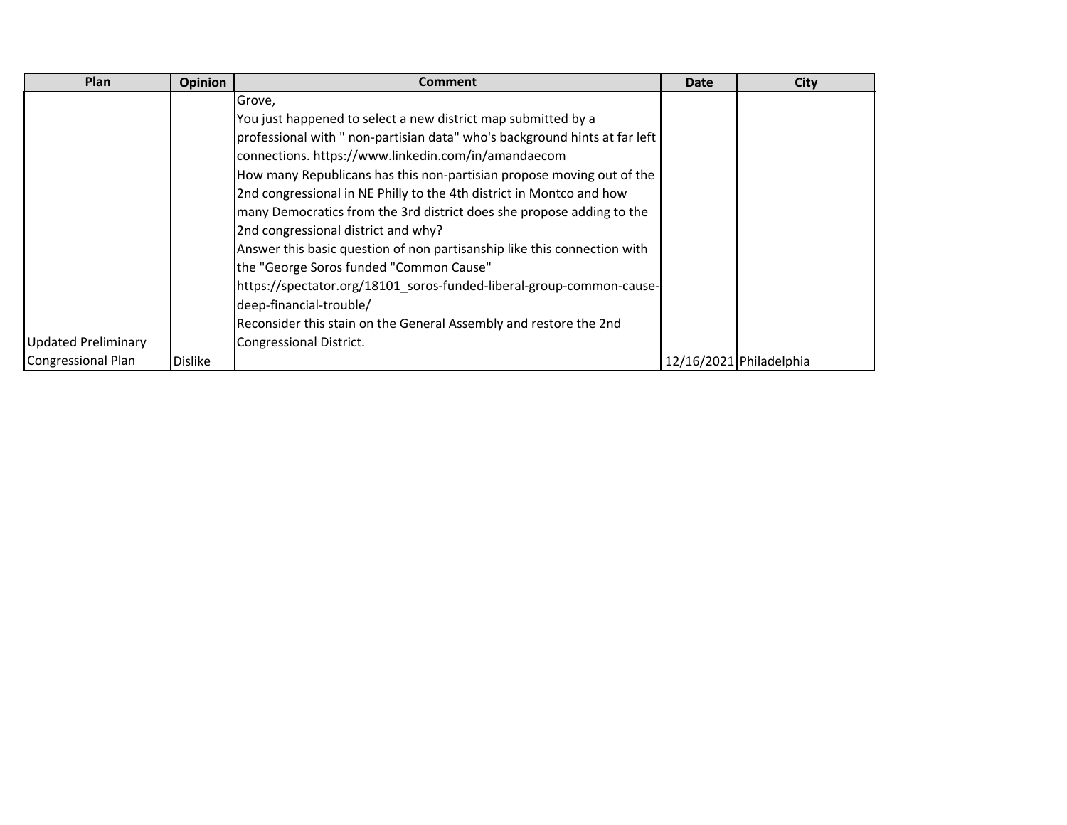| Plan | Opinion | Comment | Date | City |
| --- | --- | --- | --- | --- |
| Updated Preliminary Congressional Plan | Dislike | Grove,<br>You just happened to select a new district map submitted by a professional with " non-partisian data" who's background hints at far left connections. https://www.linkedin.com/in/amandaecom<br>How many Republicans has this non-partisian propose moving out of the 2nd congressional in NE Philly to the 4th district in Montco and how many Democratics from the 3rd district does she propose adding to the 2nd congressional district and why?<br>Answer this basic question of non partisanship like this connection with the "George Soros funded "Common Cause" https://spectator.org/18101_soros-funded-liberal-group-common-cause-deep-financial-trouble/<br>Reconsider this stain on the General Assembly and restore the 2nd Congressional District. | 12/16/2021 | Philadelphia |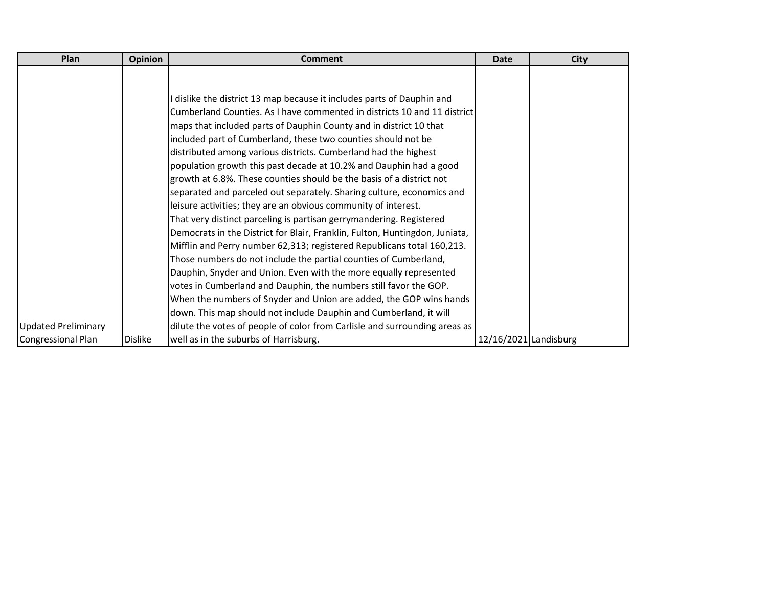| Plan | Opinion | Comment | Date | City |
| --- | --- | --- | --- | --- |
| Updated Preliminary Congressional Plan | Dislike | I dislike the district 13 map because it includes parts of Dauphin and Cumberland Counties. As I have commented in districts 10 and 11 district maps that included parts of Dauphin County and in district 10 that included part of Cumberland, these two counties should not be distributed among various districts. Cumberland had the highest population growth this past decade at 10.2% and Dauphin had a good growth at 6.8%. These counties should be the basis of a district not separated and parceled out separately. Sharing culture, economics and leisure activities; they are an obvious community of interest. That very distinct parceling is partisan gerrymandering. Registered Democrats in the District for Blair, Franklin, Fulton, Huntingdon, Juniata, Mifflin and Perry number 62,313; registered Republicans total 160,213. Those numbers do not include the partial counties of Cumberland, Dauphin, Snyder and Union. Even with the more equally represented votes in Cumberland and Dauphin, the numbers still favor the GOP. When the numbers of Snyder and Union are added, the GOP wins hands down. This map should not include Dauphin and Cumberland, it will dilute the votes of people of color from Carlisle and surrounding areas as well as in the suburbs of Harrisburg. | 12/16/2021 | Landisburg |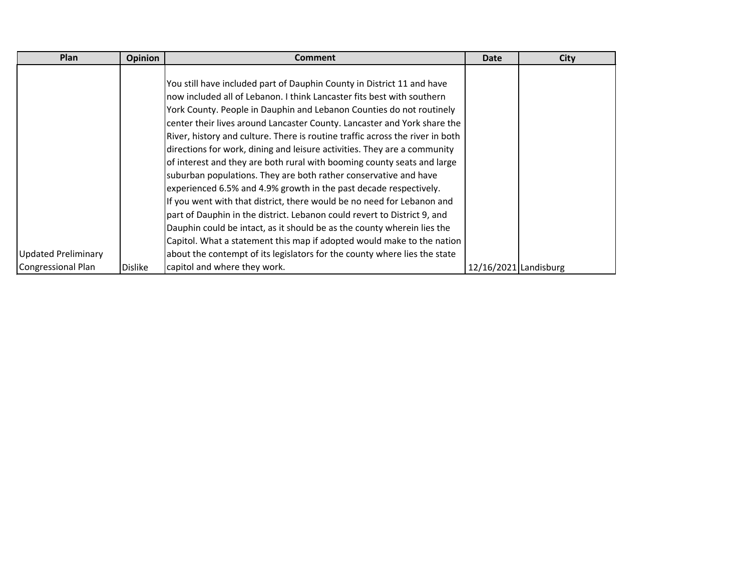| Plan | Opinion | Comment | Date | City |
|---|---|---|---|---|
| Updated Preliminary Congressional Plan | Dislike | You still have included part of Dauphin County in District 11 and have now included all of Lebanon. I think Lancaster fits best with southern York County. People in Dauphin and Lebanon Counties do not routinely center their lives around Lancaster County. Lancaster and York share the River, history and culture. There is routine traffic across the river in both directions for work, dining and leisure activities. They are a community of interest and they are both rural with booming county seats and large suburban populations. They are both rather conservative and have experienced 6.5% and 4.9% growth in the past decade respectively. If you went with that district, there would be no need for Lebanon and part of Dauphin in the district. Lebanon could revert to District 9, and Dauphin could be intact, as it should be as the county wherein lies the Capitol. What a statement this map if adopted would make to the nation about the contempt of its legislators for the county where lies the state capitol and where they work. | 12/16/2021 | Landisburg |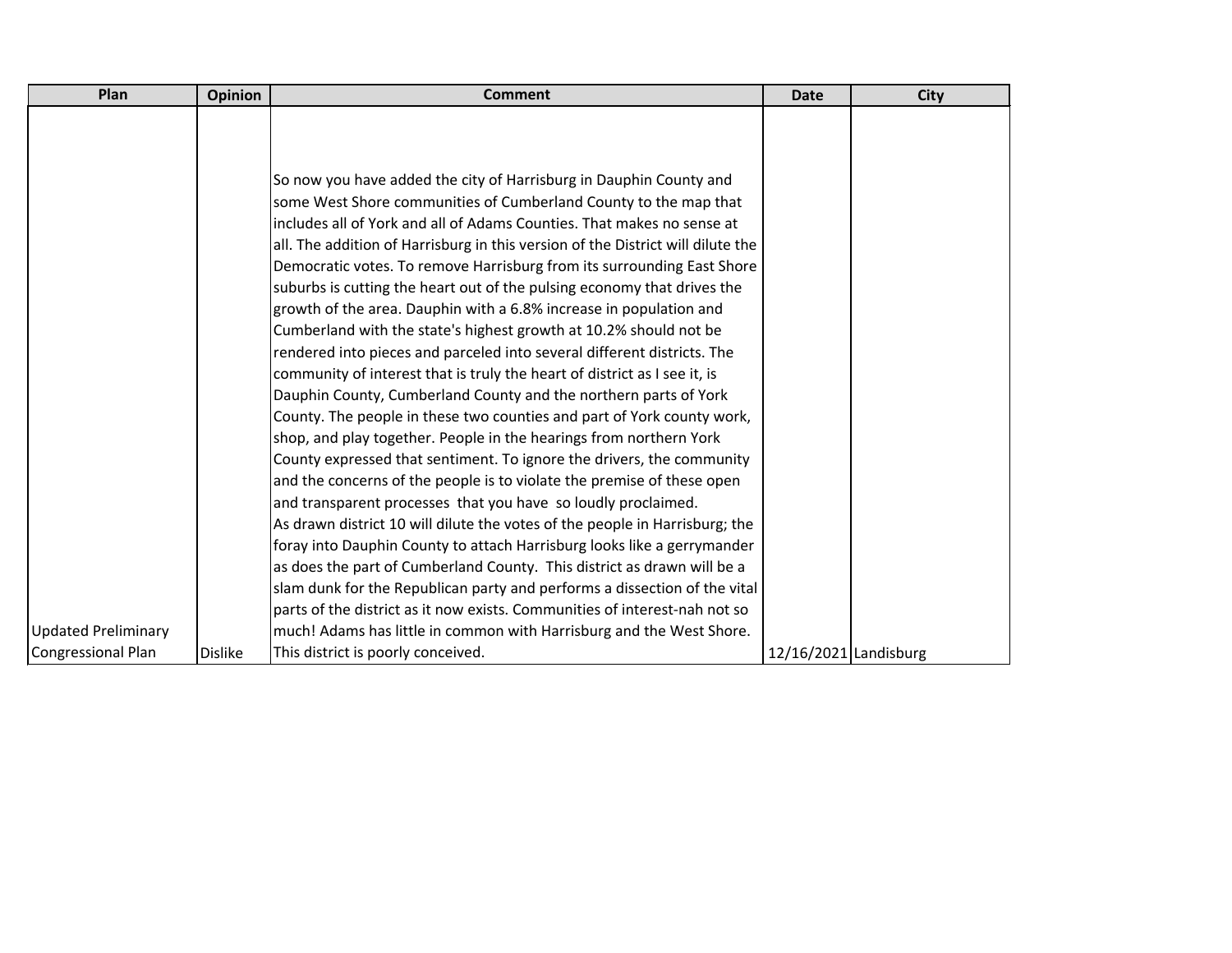| Plan | Opinion | Comment | Date | City |
| --- | --- | --- | --- | --- |
| Updated Preliminary Congressional Plan | Dislike | So now you have added the city of Harrisburg in Dauphin County and some West Shore communities of Cumberland County to the map that includes all of York and all of Adams Counties. That makes no sense at all. The addition of Harrisburg in this version of the District will dilute the Democratic votes. To remove Harrisburg from its surrounding East Shore suburbs is cutting the heart out of the pulsing economy that drives the growth of the area. Dauphin with a 6.8% increase in population and Cumberland with the state's highest growth at 10.2% should not be rendered into pieces and parceled into several different districts. The community of interest that is truly the heart of district as I see it, is Dauphin County, Cumberland County and the northern parts of York County. The people in these two counties and part of York county work, shop, and play together. People in the hearings from northern York County expressed that sentiment. To ignore the drivers, the community and the concerns of the people is to violate the premise of these open and transparent processes that you have so loudly proclaimed. As drawn district 10 will dilute the votes of the people in Harrisburg; the foray into Dauphin County to attach Harrisburg looks like a gerrymander as does the part of Cumberland County. This district as drawn will be a slam dunk for the Republican party and performs a dissection of the vital parts of the district as it now exists. Communities of interest-nah not so much! Adams has little in common with Harrisburg and the West Shore. This district is poorly conceived. | 12/16/2021 | Landisburg |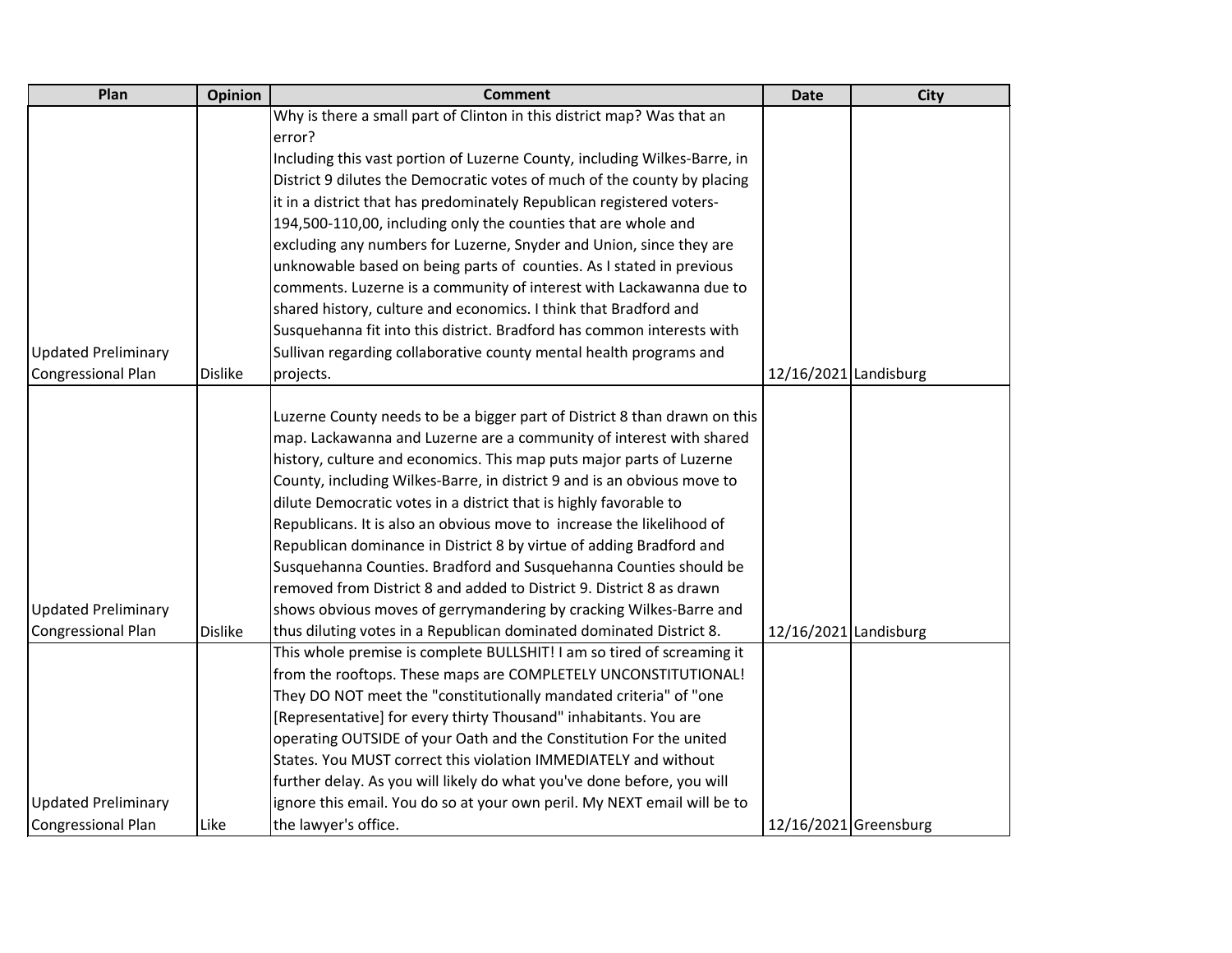| Plan | Opinion | Comment | Date | City |
|---|---|---|---|---|
| Updated Preliminary Congressional Plan | Dislike | Why is there a small part of Clinton in this district map? Was that an error? Including this vast portion of Luzerne County, including Wilkes-Barre, in District 9 dilutes the Democratic votes of much of the county by placing it in a district that has predominately Republican registered voters- 194,500-110,00, including only the counties that are whole and excluding any numbers for Luzerne, Snyder and Union, since they are unknowable based on being parts of counties. As I stated in previous comments. Luzerne is a community of interest with Lackawanna due to shared history, culture and economics. I think that Bradford and Susquehanna fit into this district. Bradford has common interests with Sullivan regarding collaborative county mental health programs and projects. | 12/16/2021 | Landisburg |
| Updated Preliminary Congressional Plan | Dislike | Luzerne County needs to be a bigger part of District 8 than drawn on this map. Lackawanna and Luzerne are a community of interest with shared history, culture and economics. This map puts major parts of Luzerne County, including Wilkes-Barre, in district 9 and is an obvious move to dilute Democratic votes in a district that is highly favorable to Republicans. It is also an obvious move to increase the likelihood of Republican dominance in District 8 by virtue of adding Bradford and Susquehanna Counties. Bradford and Susquehanna Counties should be removed from District 8 and added to District 9. District 8 as drawn shows obvious moves of gerrymandering by cracking Wilkes-Barre and thus diluting votes in a Republican dominated dominated District 8. | 12/16/2021 | Landisburg |
| Updated Preliminary Congressional Plan | Like | This whole premise is complete BULLSHIT! I am so tired of screaming it from the rooftops. These maps are COMPLETELY UNCONSTITUTIONAL! They DO NOT meet the "constitutionally mandated criteria" of "one [Representative] for every thirty Thousand" inhabitants. You are operating OUTSIDE of your Oath and the Constitution For the united States. You MUST correct this violation IMMEDIATELY and without further delay. As you will likely do what you've done before, you will ignore this email. You do so at your own peril. My NEXT email will be to the lawyer's office. | 12/16/2021 | Greensburg |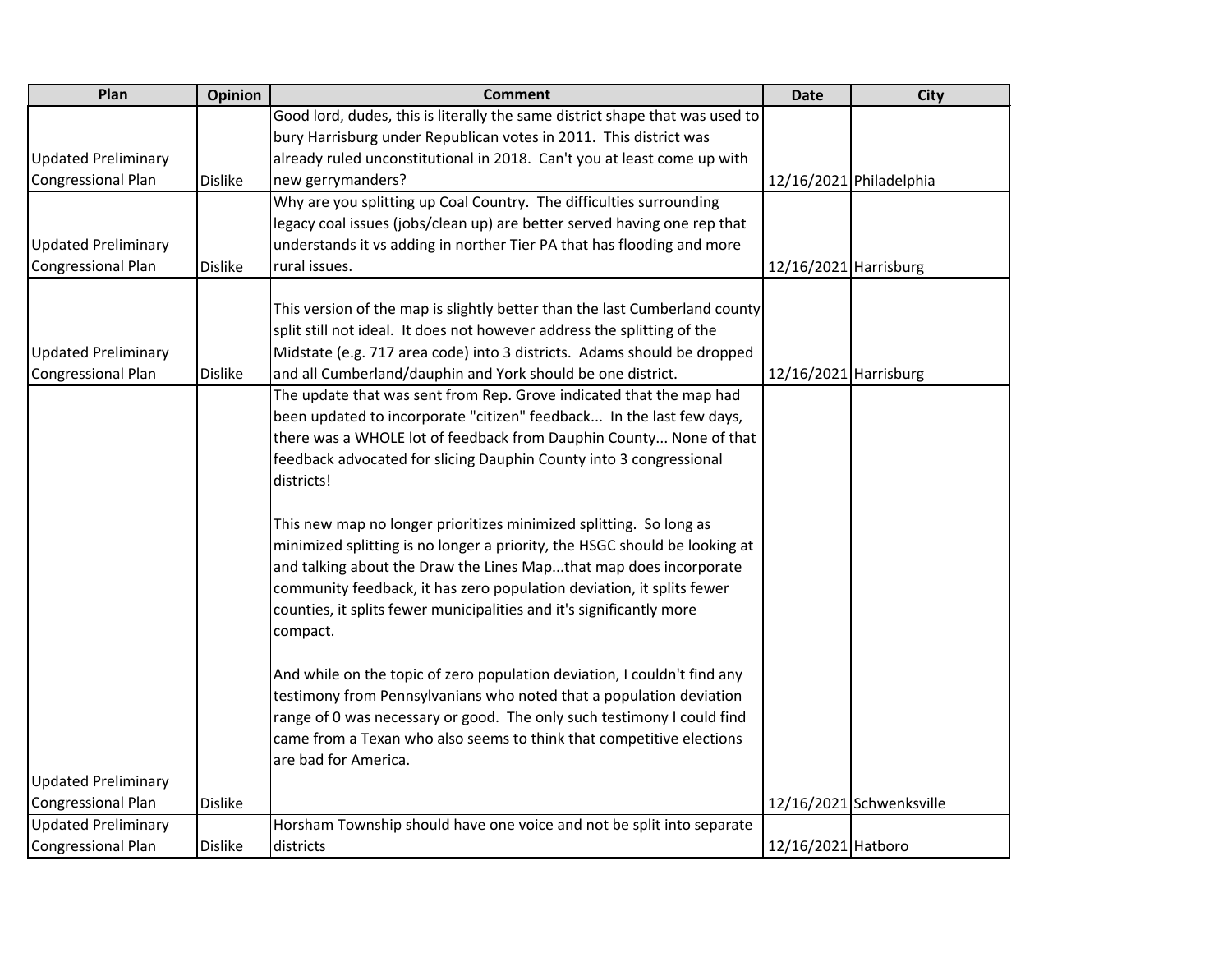| Plan | Opinion | Comment | Date | City |
|---|---|---|---|---|
| Updated Preliminary Congressional Plan | Dislike | Good lord, dudes, this is literally the same district shape that was used to bury Harrisburg under Republican votes in 2011. This district was already ruled unconstitutional in 2018. Can't you at least come up with new gerrymanders? | 12/16/2021 | Philadelphia |
| Updated Preliminary Congressional Plan | Dislike | Why are you splitting up Coal Country. The difficulties surrounding legacy coal issues (jobs/clean up) are better served having one rep that understands it vs adding in norther Tier PA that has flooding and more rural issues. | 12/16/2021 | Harrisburg |
| Updated Preliminary Congressional Plan | Dislike | This version of the map is slightly better than the last Cumberland county split still not ideal. It does not however address the splitting of the Midstate (e.g. 717 area code) into 3 districts. Adams should be dropped and all Cumberland/dauphin and York should be one district. | 12/16/2021 | Harrisburg |
| Updated Preliminary Congressional Plan | Dislike | The update that was sent from Rep. Grove indicated that the map had been updated to incorporate "citizen" feedback... In the last few days, there was a WHOLE lot of feedback from Dauphin County... None of that feedback advocated for slicing Dauphin County into 3 congressional districts!<br><br>This new map no longer prioritizes minimized splitting. So long as minimized splitting is no longer a priority, the HSGC should be looking at and talking about the Draw the Lines Map...that map does incorporate community feedback, it has zero population deviation, it splits fewer counties, it splits fewer municipalities and it's significantly more compact.<br><br>And while on the topic of zero population deviation, I couldn't find any testimony from Pennsylvanians who noted that a population deviation range of 0 was necessary or good. The only such testimony I could find came from a Texan who also seems to think that competitive elections are bad for America. | 12/16/2021 | Schwenksville |
| Updated Preliminary Congressional Plan | Dislike | Horsham Township should have one voice and not be split into separate districts | 12/16/2021 | Hatboro |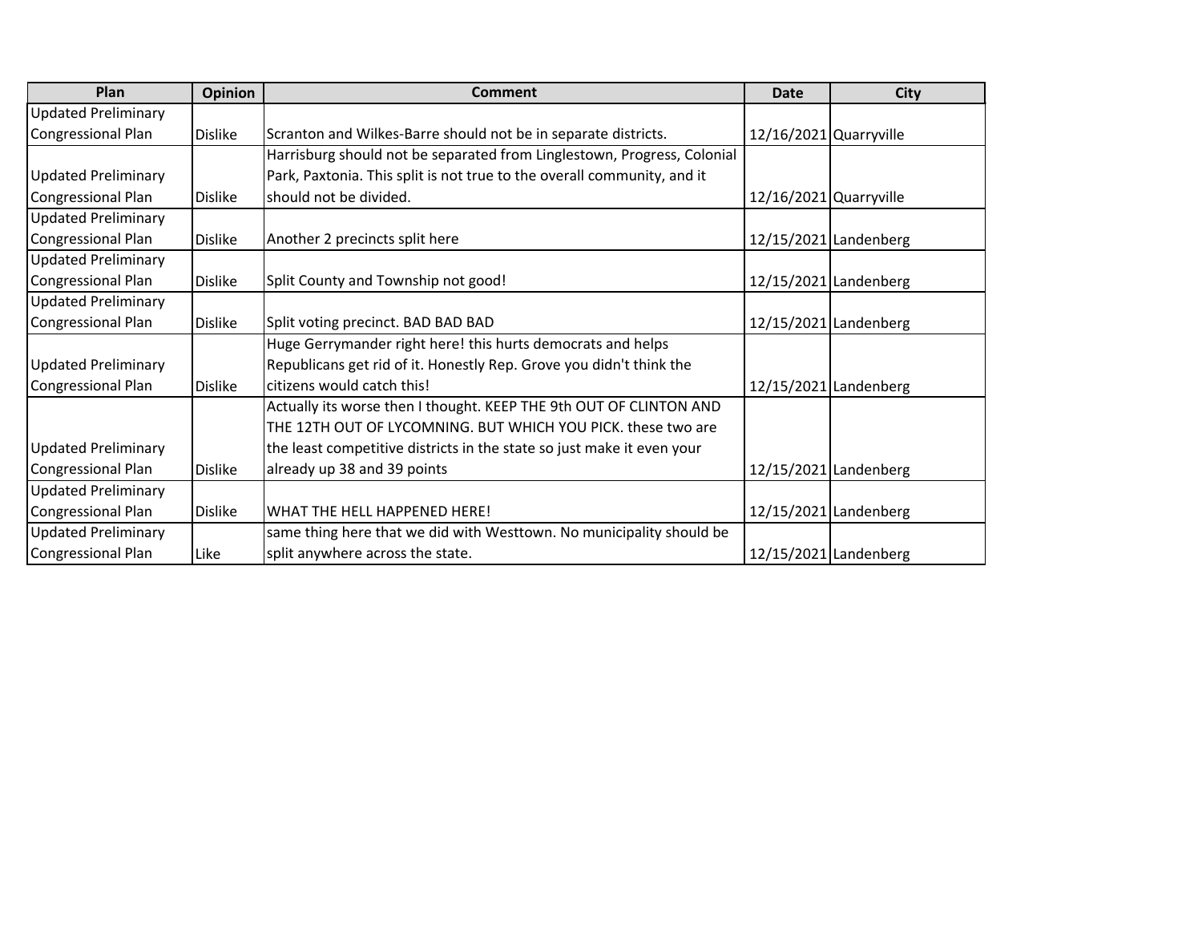| Plan | Opinion | Comment | Date | City |
|---|---|---|---|---|
| Updated Preliminary Congressional Plan | Dislike | Scranton and Wilkes-Barre should not be in separate districts. | 12/16/2021 | Quarryville |
| Updated Preliminary Congressional Plan | Dislike | Harrisburg should not be separated from Linglestown, Progress, Colonial Park, Paxtonia. This split is not true to the overall community, and it should not be divided. | 12/16/2021 | Quarryville |
| Updated Preliminary Congressional Plan | Dislike | Another 2 precincts split here | 12/15/2021 | Landenberg |
| Updated Preliminary Congressional Plan | Dislike | Split County and Township not good! | 12/15/2021 | Landenberg |
| Updated Preliminary Congressional Plan | Dislike | Split voting precinct. BAD BAD BAD | 12/15/2021 | Landenberg |
| Updated Preliminary Congressional Plan | Dislike | Huge Gerrymander right here! this hurts democrats and helps Republicans get rid of it. Honestly Rep. Grove you didn't think the citizens would catch this! | 12/15/2021 | Landenberg |
| Updated Preliminary Congressional Plan | Dislike | Actually its worse then I thought. KEEP THE 9th OUT OF CLINTON AND THE 12TH OUT OF LYCOMNING. BUT WHICH YOU PICK. these two are the least competitive districts in the state so just make it even your already up 38 and 39 points | 12/15/2021 | Landenberg |
| Updated Preliminary Congressional Plan | Dislike | WHAT THE HELL HAPPENED HERE! | 12/15/2021 | Landenberg |
| Updated Preliminary Congressional Plan | Like | same thing here that we did with Westtown. No municipality should be split anywhere across the state. | 12/15/2021 | Landenberg |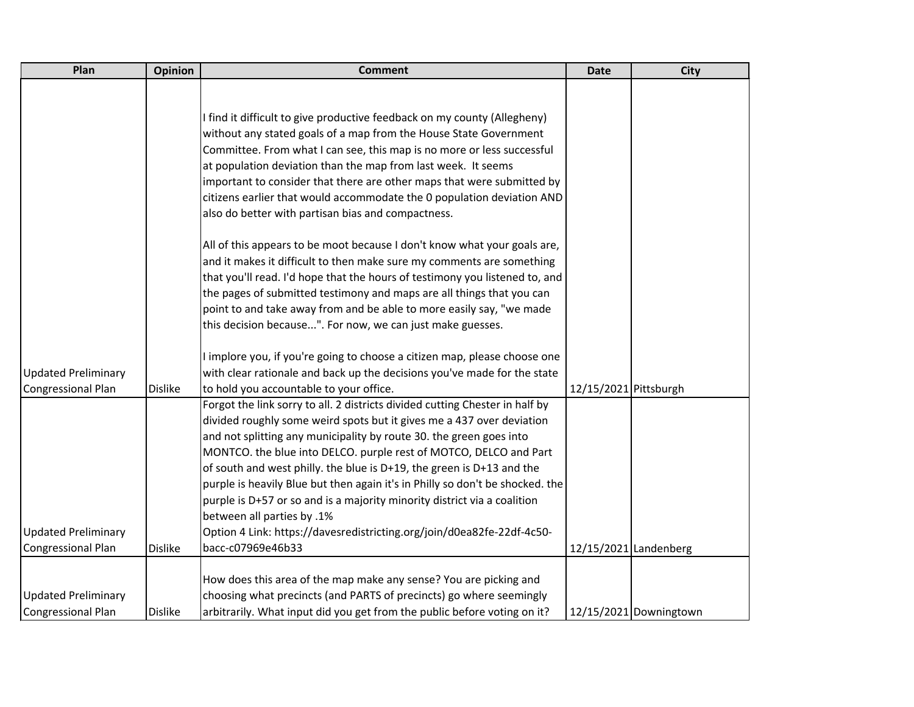| Plan | Opinion | Comment | Date | City |
|---|---|---|---|---|
| Updated Preliminary Congressional Plan | Dislike | I find it difficult to give productive feedback on my county (Allegheny) without any stated goals of a map from the House State Government Committee. From what I can see, this map is no more or less successful at population deviation than the map from last week. It seems important to consider that there are other maps that were submitted by citizens earlier that would accommodate the 0 population deviation AND also do better with partisan bias and compactness.<br><br>All of this appears to be moot because I don't know what your goals are, and it makes it difficult to then make sure my comments are something that you'll read. I'd hope that the hours of testimony you listened to, and the pages of submitted testimony and maps are all things that you can point to and take away from and be able to more easily say, "we made this decision because...". For now, we can just make guesses.<br><br>I implore you, if you're going to choose a citizen map, please choose one with clear rationale and back up the decisions you've made for the state to hold you accountable to your office. | 12/15/2021 | Pittsburgh |
| Updated Preliminary Congressional Plan | Dislike | Forgot the link sorry to all. 2 districts divided cutting Chester in half by divided roughly some weird spots but it gives me a 437 over deviation and not splitting any municipality by route 30. the green goes into MONTCO. the blue into DELCO. purple rest of MOTCO, DELCO and Part of south and west philly. the blue is D+19, the green is D+13 and the purple is heavily Blue but then again it's in Philly so don't be shocked. the purple is D+57 or so and is a majority minority district via a coalition between all parties by .1%<br>Option 4 Link: https://davesredistricting.org/join/d0ea82fe-22df-4c50-bacc-c07969e46b33 | 12/15/2021 | Landenberg |
| Updated Preliminary Congressional Plan | Dislike | How does this area of the map make any sense? You are picking and choosing what precincts (and PARTS of precincts) go where seemingly arbitrarily. What input did you get from the public before voting on it? | 12/15/2021 | Downingtown |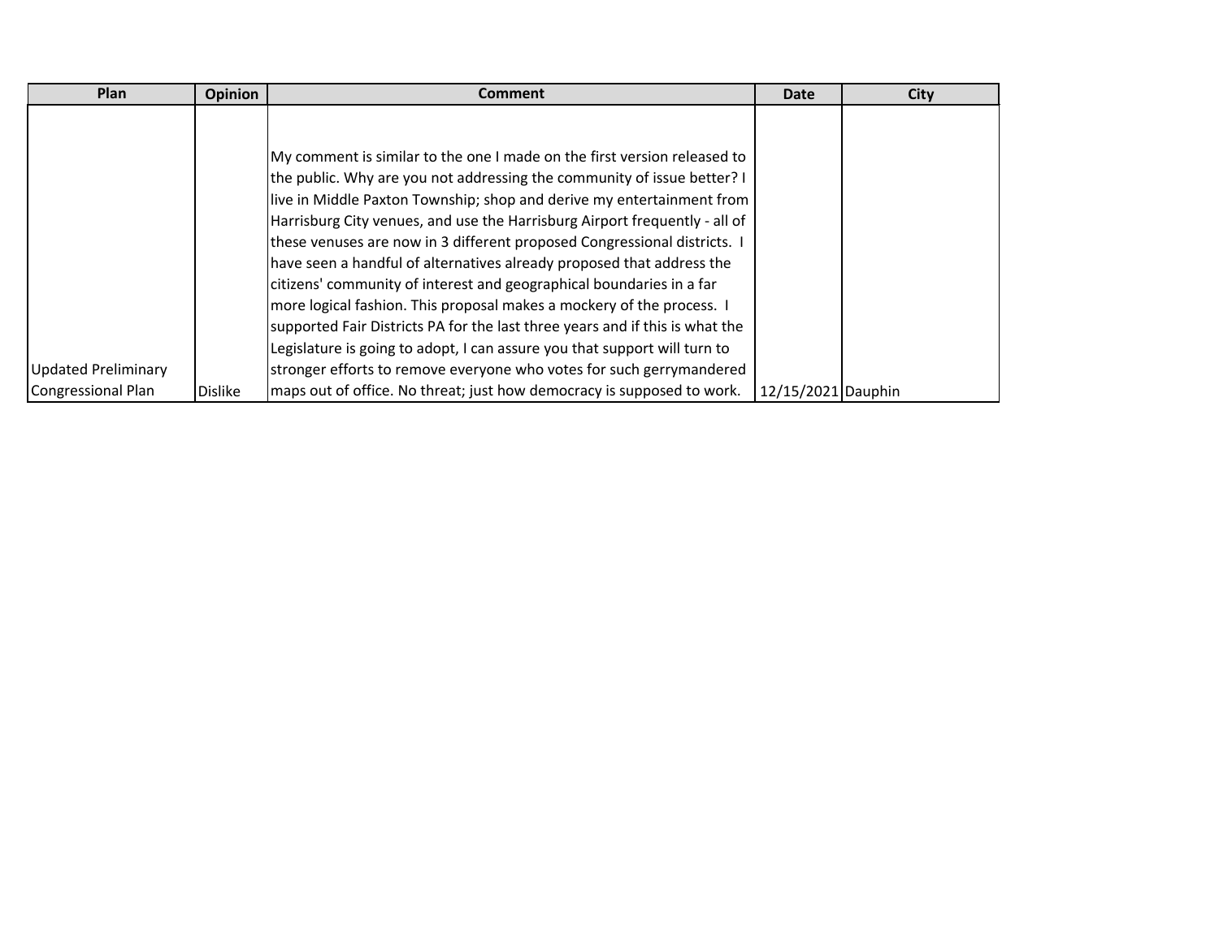| Plan | Opinion | Comment | Date | City |
|---|---|---|---|---|
| Updated Preliminary Congressional Plan | Dislike | My comment is similar to the one I made on the first version released to the public. Why are you not addressing the community of issue better? I live in Middle Paxton Township; shop and derive my entertainment from Harrisburg City venues, and use the Harrisburg Airport frequently - all of these venuses are now in 3 different proposed Congressional districts. I have seen a handful of alternatives already proposed that address the citizens' community of interest and geographical boundaries in a far more logical fashion. This proposal makes a mockery of the process. I supported Fair Districts PA for the last three years and if this is what the Legislature is going to adopt, I can assure you that support will turn to stronger efforts to remove everyone who votes for such gerrymandered maps out of office. No threat; just how democracy is supposed to work. | 12/15/2021 | Dauphin |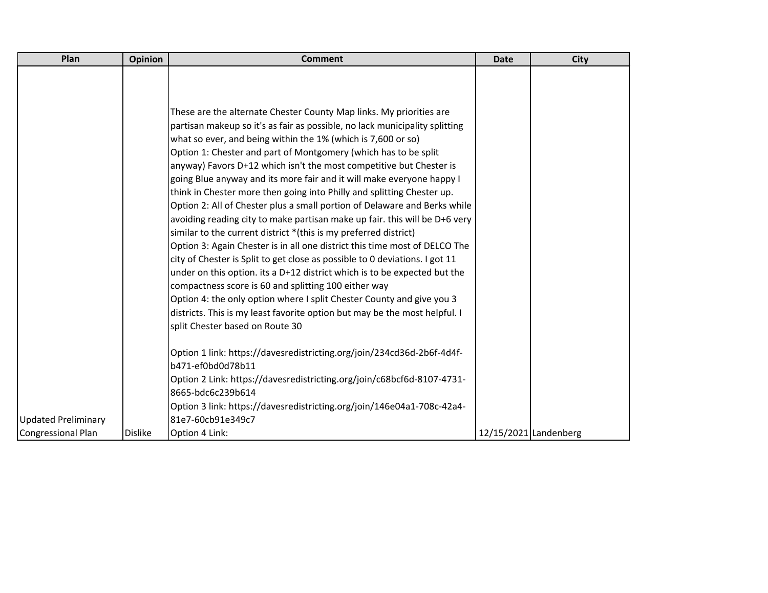| Plan | Opinion | Comment | Date | City |
|---|---|---|---|---|
| Updated Preliminary Congressional Plan | Dislike | These are the alternate Chester County Map links. My priorities are partisan makeup so it's as fair as possible, no lack municipality splitting what so ever, and being within the 1% (which is 7,600 or so)<br>Option 1: Chester and part of Montgomery (which has to be split anyway) Favors D+12 which isn't the most competitive but Chester is going Blue anyway and its more fair and it will make everyone happy I think in Chester more then going into Philly and splitting Chester up.<br>Option 2: All of Chester plus a small portion of Delaware and Berks while avoiding reading city to make partisan make up fair. this will be D+6 very similar to the current district *(this is my preferred district)<br>Option 3: Again Chester is in all one district this time most of DELCO The city of Chester is Split to get close as possible to 0 deviations. I got 11 under on this option. its a D+12 district which is to be expected but the compactness score is 60 and splitting 100 either way<br>Option 4: the only option where I split Chester County and give you 3 districts. This is my least favorite option but may be the most helpful. I split Chester based on Route 30<br><br>Option 1 link: https://davesredistricting.org/join/234cd36d-2b6f-4d4f-b471-ef0bd0d78b11<br>Option 2 Link: https://davesredistricting.org/join/c68bcf6d-8107-4731-8665-bdc6c239b614<br>Option 3 link: https://davesredistricting.org/join/146e04a1-708c-42a4-81e7-60cb91e349c7<br>Option 4 Link: | 12/15/2021 | Landenberg |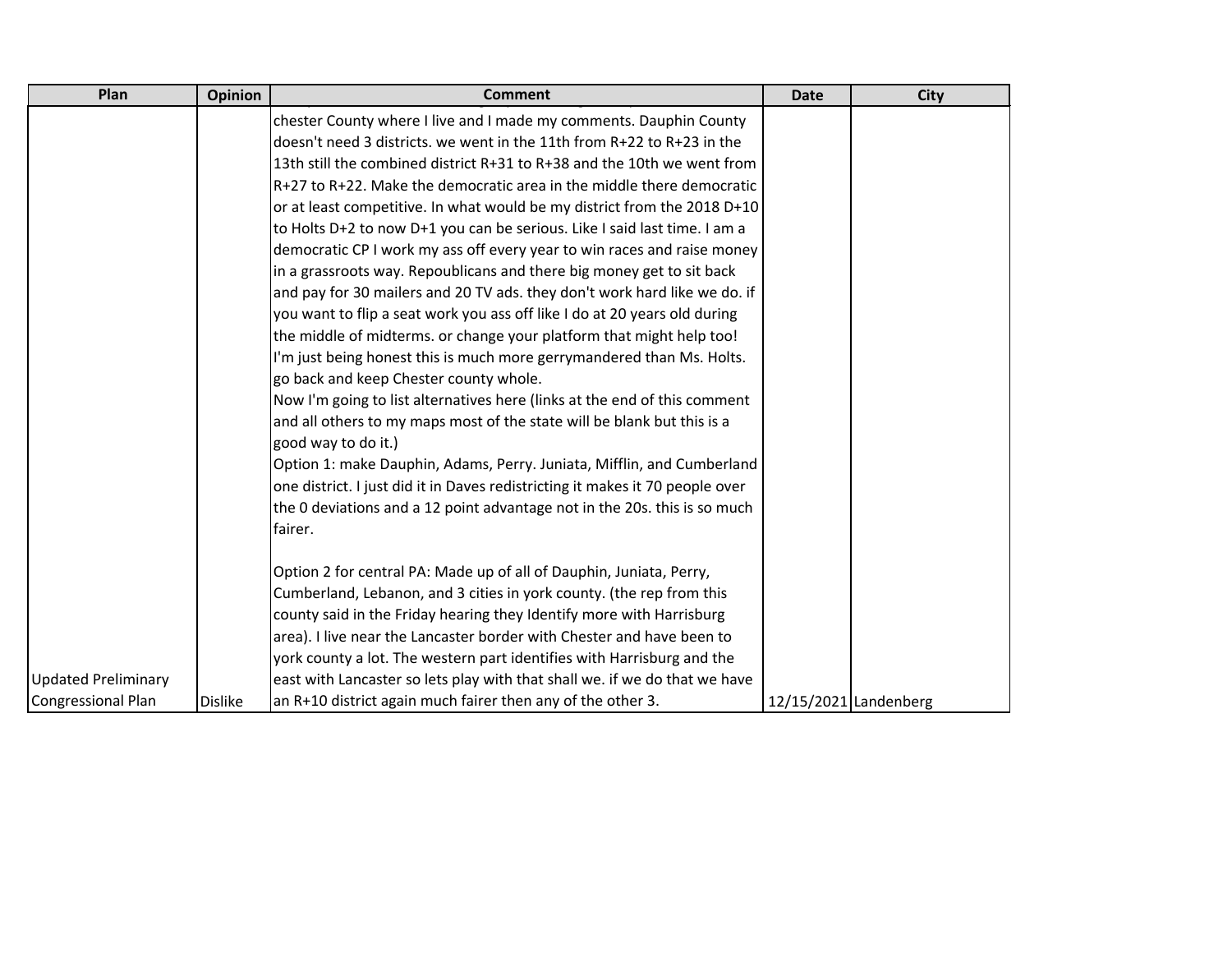| Plan | Opinion | Comment | Date | City |
|---|---|---|---|---|
| Updated Preliminary Congressional Plan | Dislike | chester County where I live and I made my comments. Dauphin County doesn't need 3 districts. we went in the 11th from R+22 to R+23 in the 13th still the combined district R+31 to R+38 and the 10th we went from R+27 to R+22. Make the democratic area in the middle there democratic or at least competitive. In what would be my district from the 2018 D+10 to Holts D+2 to now D+1 you can be serious. Like I said last time. I am a democratic CP I work my ass off every year to win races and raise money in a grassroots way. Repoublicans and there big money get to sit back and pay for 30 mailers and 20 TV ads. they don't work hard like we do. if you want to flip a seat work you ass off like I do at 20 years old during the middle of midterms. or change your platform that might help too! I'm just being honest this is much more gerrymandered than Ms. Holts. go back and keep Chester county whole.<br>Now I'm going to list alternatives here (links at the end of this comment and all others to my maps most of the state will be blank but this is a good way to do it.)<br>Option 1: make Dauphin, Adams, Perry. Juniata, Mifflin, and Cumberland one district. I just did it in Daves redistricting it makes it 70 people over the 0 deviations and a 12 point advantage not in the 20s. this is so much fairer.<br><br>Option 2 for central PA: Made up of all of Dauphin, Juniata, Perry, Cumberland, Lebanon, and 3 cities in york county. (the rep from this county said in the Friday hearing they Identify more with Harrisburg area). I live near the Lancaster border with Chester and have been to york county a lot. The western part identifies with Harrisburg and the east with Lancaster so lets play with that shall we. if we do that we have an R+10 district again much fairer then any of the other 3. | 12/15/2021 | Landenberg |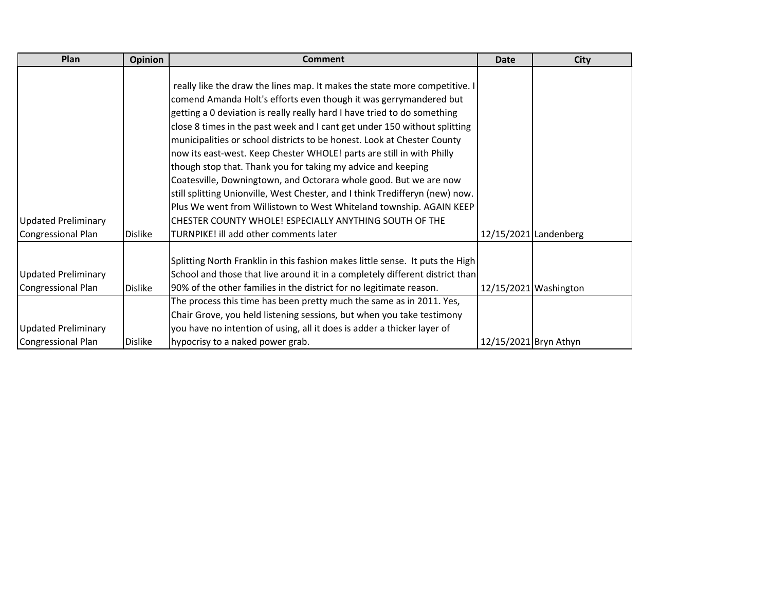| Plan | Opinion | Comment | Date | City |
| --- | --- | --- | --- | --- |
| Updated Preliminary Congressional Plan | Dislike | really like the draw the lines map. It makes the state more competitive. I comend Amanda Holt's efforts even though it was gerrymandered but getting a 0 deviation is really really hard I have tried to do something close 8 times in the past week and I cant get under 150 without splitting municipalities or school districts to be honest. Look at Chester County now its east-west. Keep Chester WHOLE! parts are still in with Philly though stop that. Thank you for taking my advice and keeping Coatesville, Downingtown, and Octorara whole good. But we are now still splitting Unionville, West Chester, and I think Tredifferyn (new) now. Plus We went from Willistown to West Whiteland township. AGAIN KEEP CHESTER COUNTY WHOLE! ESPECIALLY ANYTHING SOUTH OF THE TURNPIKE! ill add other comments later | 12/15/2021 | Landenberg |
| Updated Preliminary Congressional Plan | Dislike | Splitting North Franklin in this fashion makes little sense. It puts the High School and those that live around it in a completely different district than 90% of the other families in the district for no legitimate reason. | 12/15/2021 | Washington |
| Updated Preliminary Congressional Plan | Dislike | The process this time has been pretty much the same as in 2011. Yes, Chair Grove, you held listening sessions, but when you take testimony you have no intention of using, all it does is adder a thicker layer of hypocrisy to a naked power grab. | 12/15/2021 | Bryn Athyn |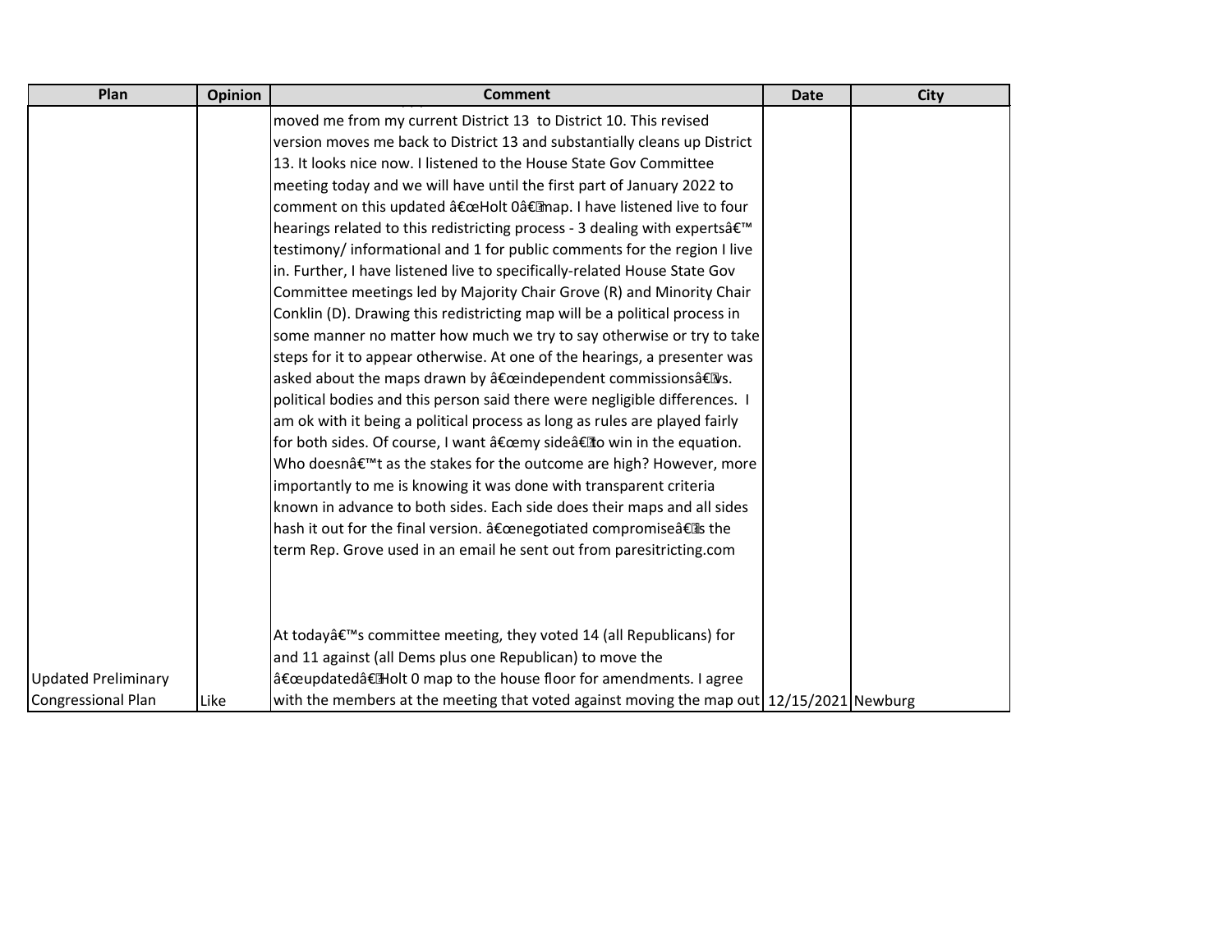| Plan | Opinion | Comment | Date | City |
| --- | --- | --- | --- | --- |
| Updated Preliminary Congressional Plan | Like | moved me from my current District 13 to District 10. This revised version moves me back to District 13 and substantially cleans up District 13. It looks nice now. I listened to the House State Gov Committee meeting today and we will have until the first part of January 2022 to comment on this updated â€œHolt 0â€ map. I have listened live to four hearings related to this redistricting process - 3 dealing with expertsâ€™ testimony/ informational and 1 for public comments for the region I live in. Further, I have listened live to specifically-related House State Gov Committee meetings led by Majority Chair Grove (R) and Minority Chair Conklin (D). Drawing this redistricting map will be a political process in some manner no matter how much we try to say otherwise or try to take steps for it to appear otherwise. At one of the hearings, a presenter was asked about the maps drawn by â€œindependent commissionsâ€ vs. political bodies and this person said there were negligible differences. I am ok with it being a political process as long as rules are played fairly for both sides. Of course, I want â€œmy sideâ€ to win in the equation. Who doesnâ€™t as the stakes for the outcome are high? However, more importantly to me is knowing it was done with transparent criteria known in advance to both sides. Each side does their maps and all sides hash it out for the final version. â€œnegotiated compromiseâ€ is the term Rep. Grove used in an email he sent out from paresitricting.com<br><br>At todayâ€™s committee meeting, they voted 14 (all Republicans) for and 11 against (all Dems plus one Republican) to move the â€œupdatedâ€ Holt 0 map to the house floor for amendments. I agree with the members at the meeting that voted against moving the map out | 12/15/2021 | Newburg |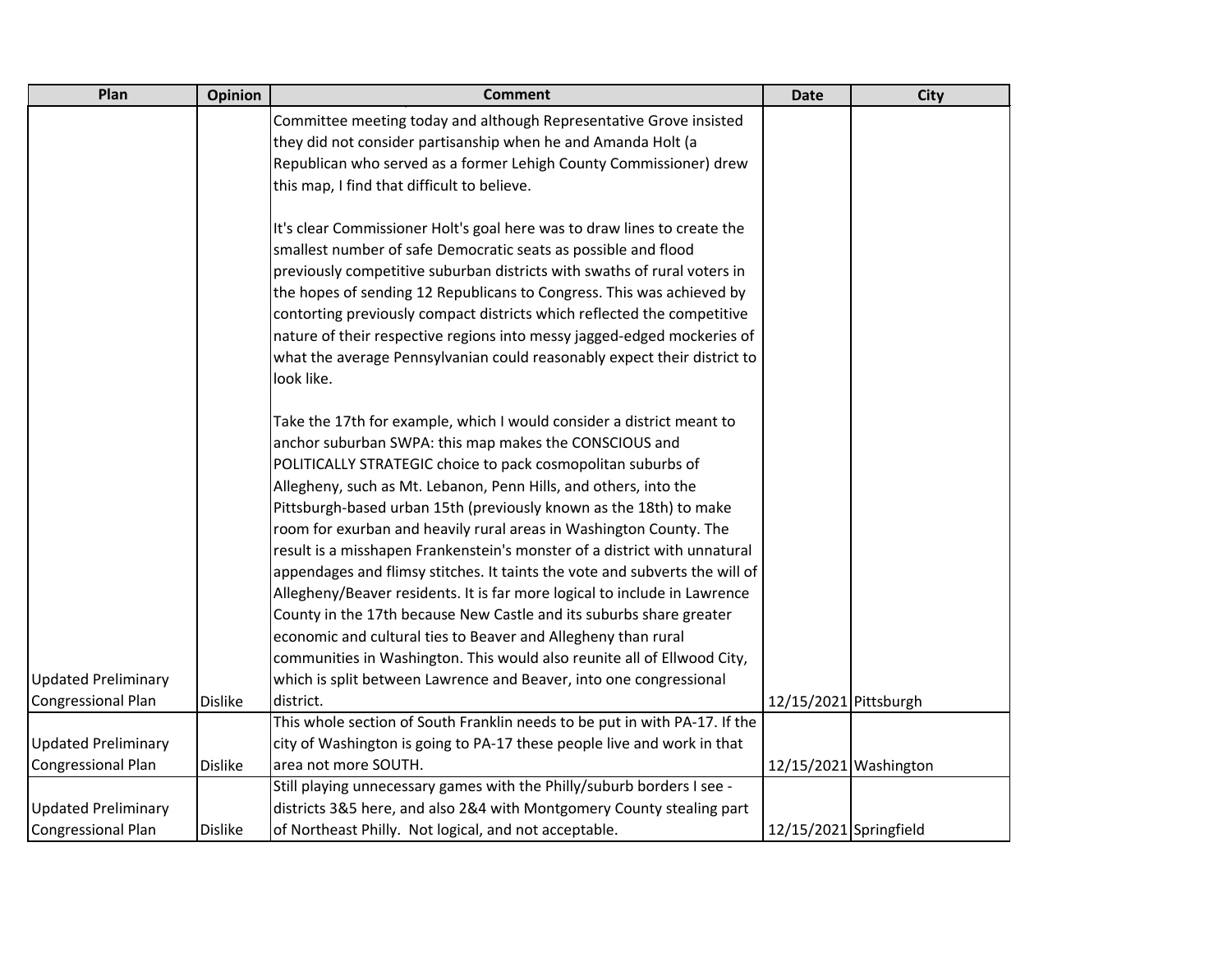| Plan | Opinion | Comment | Date | City |
| --- | --- | --- | --- | --- |
| Updated Preliminary Congressional Plan | Dislike | Committee meeting today and although Representative Grove insisted they did not consider partisanship when he and Amanda Holt (a Republican who served as a former Lehigh County Commissioner) drew this map, I find that difficult to believe.<br><br>It's clear Commissioner Holt's goal here was to draw lines to create the smallest number of safe Democratic seats as possible and flood previously competitive suburban districts with swaths of rural voters in the hopes of sending 12 Republicans to Congress. This was achieved by contorting previously compact districts which reflected the competitive nature of their respective regions into messy jagged-edged mockeries of what the average Pennsylvanian could reasonably expect their district to look like.<br><br>Take the 17th for example, which I would consider a district meant to anchor suburban SWPA: this map makes the CONSCIOUS and POLITICALLY STRATEGIC choice to pack cosmopolitan suburbs of Allegheny, such as Mt. Lebanon, Penn Hills, and others, into the Pittsburgh-based urban 15th (previously known as the 18th) to make room for exurban and heavily rural areas in Washington County. The result is a misshapen Frankenstein's monster of a district with unnatural appendages and flimsy stitches. It taints the vote and subverts the will of Allegheny/Beaver residents. It is far more logical to include in Lawrence County in the 17th because New Castle and its suburbs share greater economic and cultural ties to Beaver and Allegheny than rural communities in Washington. This would also reunite all of Ellwood City, which is split between Lawrence and Beaver, into one congressional district. | 12/15/2021 | Pittsburgh |
| Updated Preliminary Congressional Plan | Dislike | This whole section of South Franklin needs to be put in with PA-17. If the city of Washington is going to PA-17 these people live and work in that area not more SOUTH. | 12/15/2021 | Washington |
| Updated Preliminary Congressional Plan | Dislike | Still playing unnecessary games with the Philly/suburb borders I see - districts 3&5 here, and also 2&4 with Montgomery County stealing part of Northeast Philly. Not logical, and not acceptable. | 12/15/2021 | Springfield |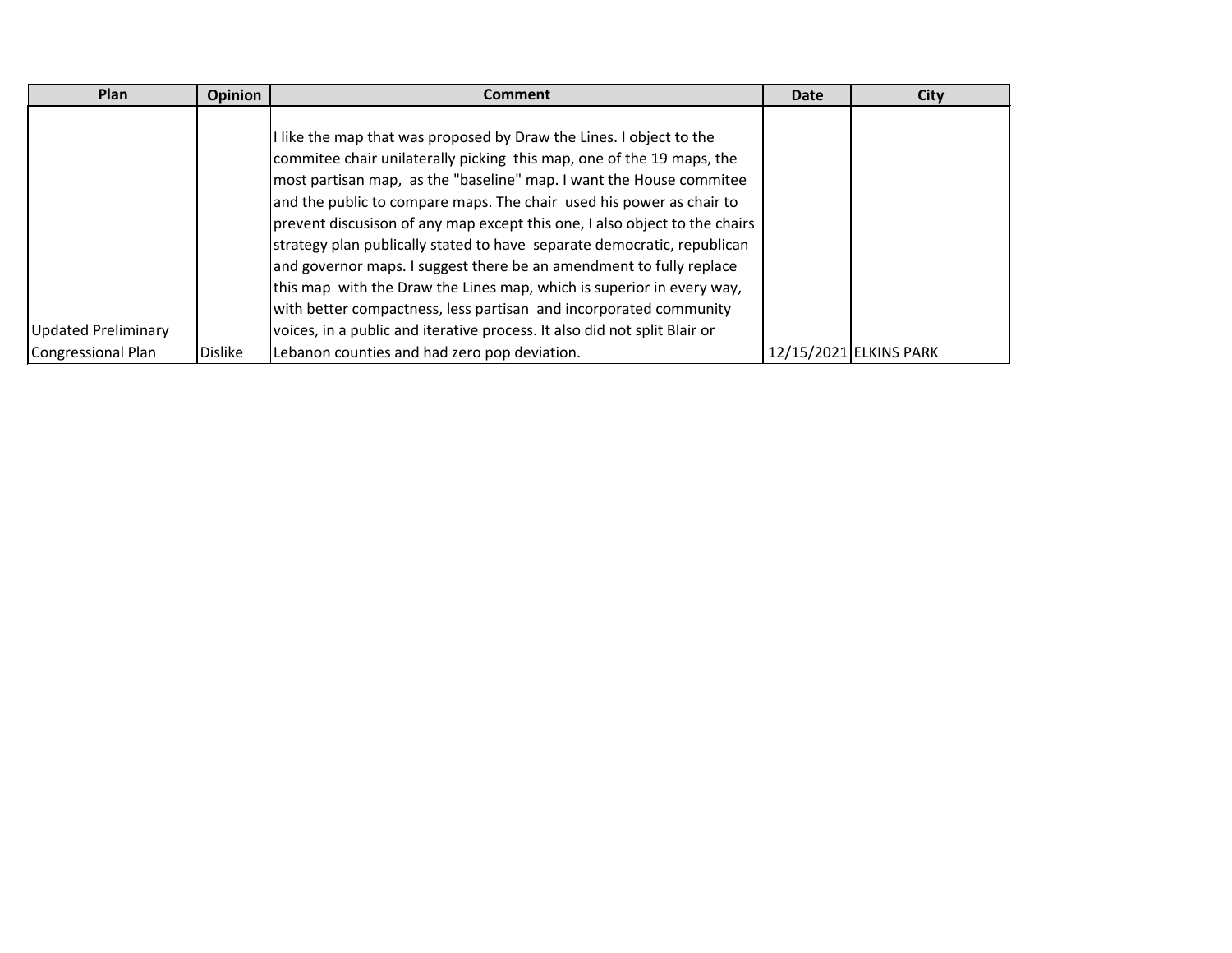| Plan | Opinion | Comment | Date | City |
| --- | --- | --- | --- | --- |
| Updated Preliminary Congressional Plan | Dislike | I like the map that was proposed by Draw the Lines. I object to the commitee chair unilaterally picking this map, one of the 19 maps, the most partisan map, as the "baseline" map. I want the House commitee and the public to compare maps. The chair used his power as chair to prevent discusison of any map except this one, I also object to the chairs strategy plan publically stated to have separate democratic, republican and governor maps. I suggest there be an amendment to fully replace this map with the Draw the Lines map, which is superior in every way, with better compactness, less partisan and incorporated community voices, in a public and iterative process. It also did not split Blair or Lebanon counties and had zero pop deviation. | 12/15/2021 | ELKINS PARK |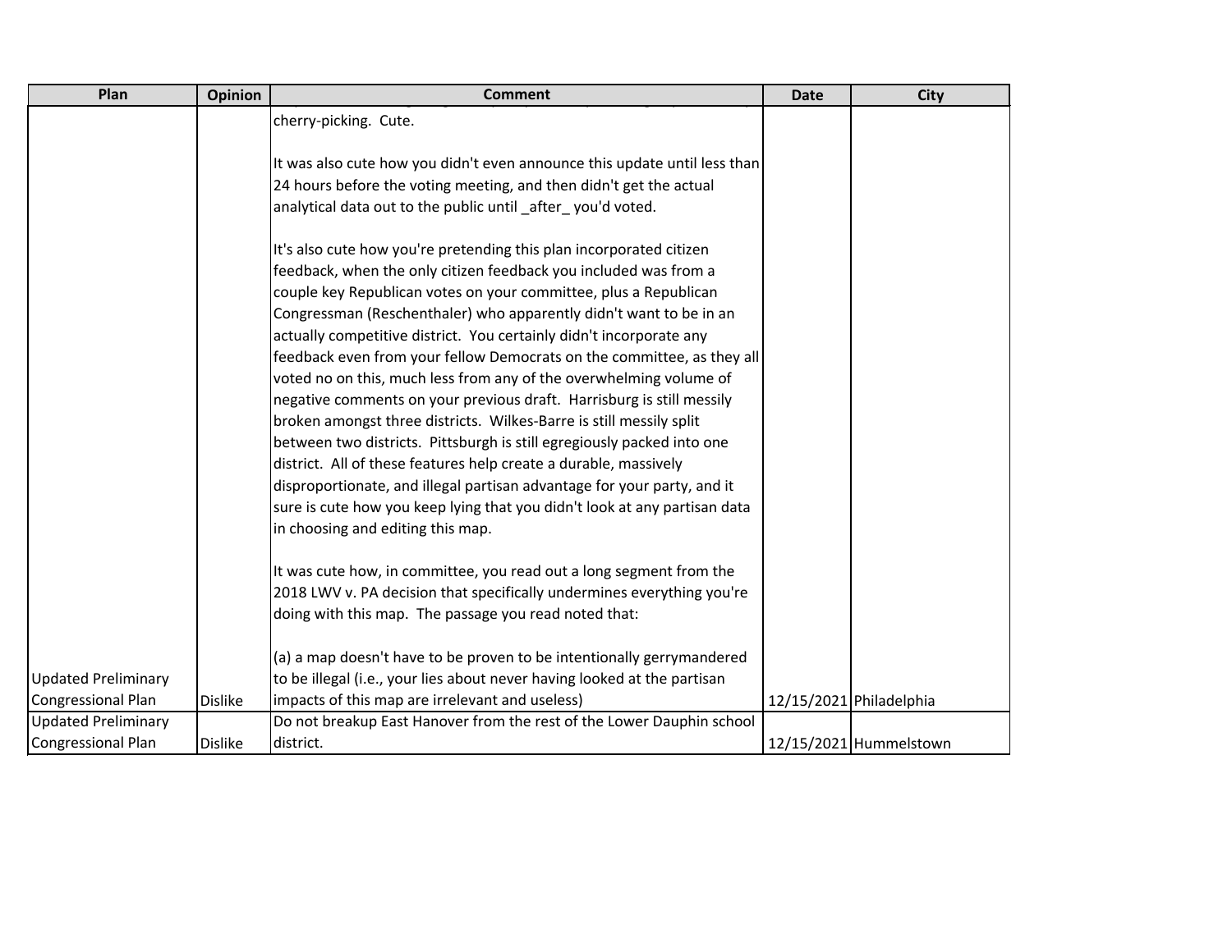| Plan | Opinion | Comment | Date | City |
|---|---|---|---|---|
| Updated Preliminary Congressional Plan | Dislike | cherry-picking. Cute.<br><br>It was also cute how you didn't even announce this update until less than 24 hours before the voting meeting, and then didn't get the actual analytical data out to the public until _after_ you'd voted.<br><br>It's also cute how you're pretending this plan incorporated citizen feedback, when the only citizen feedback you included was from a couple key Republican votes on your committee, plus a Republican Congressman (Reschenthaler) who apparently didn't want to be in an actually competitive district. You certainly didn't incorporate any feedback even from your fellow Democrats on the committee, as they all voted no on this, much less from any of the overwhelming volume of negative comments on your previous draft. Harrisburg is still messily broken amongst three districts. Wilkes-Barre is still messily split between two districts. Pittsburgh is still egregiously packed into one district. All of these features help create a durable, massively disproportionate, and illegal partisan advantage for your party, and it sure is cute how you keep lying that you didn't look at any partisan data in choosing and editing this map.<br><br>It was cute how, in committee, you read out a long segment from the 2018 LWV v. PA decision that specifically undermines everything you're doing with this map. The passage you read noted that:<br><br>(a) a map doesn't have to be proven to be intentionally gerrymandered to be illegal (i.e., your lies about never having looked at the partisan impacts of this map are irrelevant and useless) | 12/15/2021 | Philadelphia |
| Updated Preliminary Congressional Plan | Dislike | Do not breakup East Hanover from the rest of the Lower Dauphin school district. | 12/15/2021 | Hummelstown |